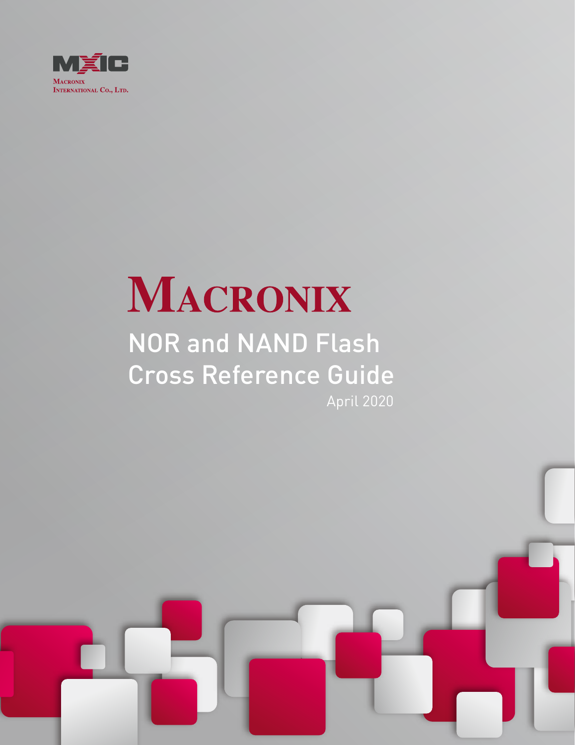MXIC

Macronix International Co., Ltd.

# Macronix

## NOR and NAND Flash Cross Reference Guide

April 2020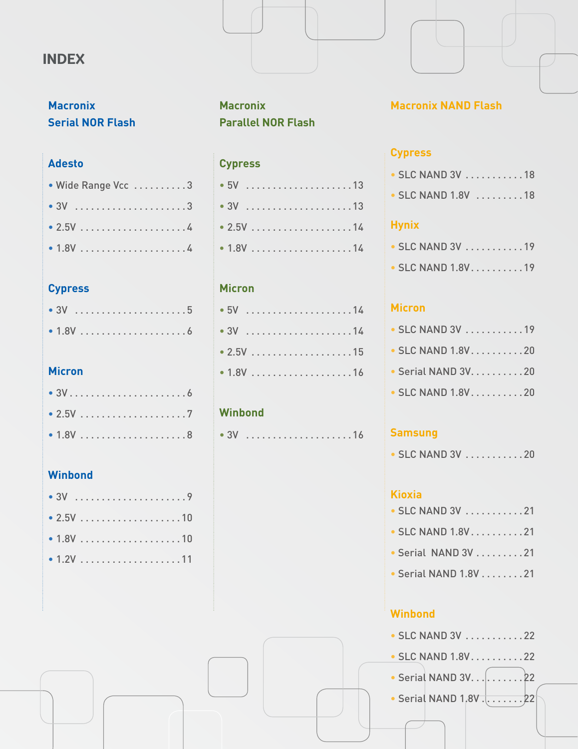# INDEX

## Macronix Serial NOR Flash

### Adesto

- Wide Range Vcc . . . . . . . . . . 3
- 3V . . . . . . . . . . . . . . . . . . . . . 3
- 2.5V . . . . . . . . . . . . . . . . . . . 4
- 1.8V . . . . . . . . . . . . . . . . . . . 4

### Cypress

- 3V . . . . . . . . . . . . . . . . . . . . . 5
- 1.8V . . . . . . . . . . . . . . . . . . . 6

### Micron

- 3V . . . . . . . . . . . . . . . . . . . . . 6
- 2.5V . . . . . . . . . . . . . . . . . . . 7
- 1.8V . . . . . . . . . . . . . . . . . . . 8

### Winbond

- 3V . . . . . . . . . . . . . . . . . . . . . 9
- 2.5V . . . . . . . . . . . . . . . . . . 10
- 1.8V . . . . . . . . . . . . . . . . . . 10
- 1.2V . . . . . . . . . . . . . . . . . . 11

## Macronix Parallel NOR Flash

### Cypress

- 5V . . . . . . . . . . . . . . . . . . . . 13
- 3V . . . . . . . . . . . . . . . . . . . . 13
- 2.5V . . . . . . . . . . . . . . . . . . 14
- 1.8V . . . . . . . . . . . . . . . . . . 14

### Micron

- 5V . . . . . . . . . . . . . . . . . . . . 14
- 3V . . . . . . . . . . . . . . . . . . . . 14
- 2.5V . . . . . . . . . . . . . . . . . . 15
- 1.8V . . . . . . . . . . . . . . . . . . 16

### Winbond

- 3V . . . . . . . . . . . . . . . . . . . . 16

## Macronix NAND Flash

### Cypress

- SLC NAND 3V . . . . . . . . . . . 18
- SLC NAND 1.8V . . . . . . . . . 18

### Hynix

- SLC NAND 3V . . . . . . . . . . . 19
- SLC NAND 1.8V. . . . . . . . . . 19

### Micron

- SLC NAND 3V . . . . . . . . . . . 19
- SLC NAND 1.8V. . . . . . . . . . 20
- Serial NAND 3V. . . . . . . . . . 20
- SLC NAND 1.8V. . . . . . . . . . 20

### Samsung

- SLC NAND 3V . . . . . . . . . . . 20

### Kioxia

- SLC NAND 3V . . . . . . . . . . . 21
- SLC NAND 1.8V. . . . . . . . . . 21
- Serial NAND 3V . . . . . . . . . 21
- Serial NAND 1.8V . . . . . . . . 21

### Winbond

- SLC NAND 3V . . . . . . . . . . . 22
- SLC NAND 1.8V. . . . . . . . . . 22
- Serial NAND 3V. . . . . . . . . . 22
- Serial NAND 1.8V . . . . . . . . 22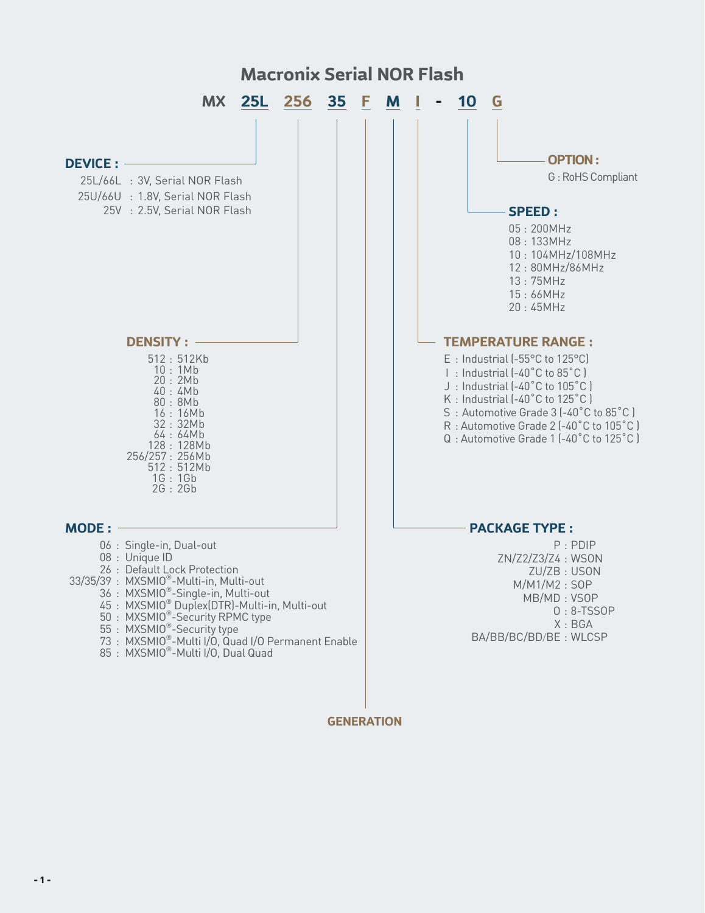# Macronix Serial NOR Flash

**MX 25L 256 35 F M I - 10 G**

## DEVICE :

- 25L/66L : 3V, Serial NOR Flash
- 25U/66U : 1.8V, Serial NOR Flash
- 25V : 2.5V, Serial NOR Flash

## DENSITY :

- 512 : 512Kb
- 10 : 1Mb
- 20 : 2Mb
- 40 : 4Mb
- 80 : 8Mb
- 16 : 16Mb
- 32 : 32Mb
- 64 : 64Mb
- 128 : 128Mb
- 256/257 : 256Mb
- 512 : 512Mb
- 1G : 1Gb
- 2G : 2Gb

## MODE :

- 06 : Single-in, Dual-out
- 08 : Unique ID
- 26 : Default Lock Protection
- 33/35/39 : MXSMIO®-Multi-in, Multi-out
- 36 : MXSMIO®-Single-in, Multi-out
- 45 : MXSMIO® Duplex(DTR)-Multi-in, Multi-out
- 50 : MXSMIO®-Security RPMC type
- 55 : MXSMIO®-Security type
- 73 : MXSMIO®-Multi I/O, Quad I/O Permanent Enable
- 85 : MXSMIO®-Multi I/O, Dual Quad

## GENERATION

## PACKAGE TYPE :

- P : PDIP
- ZN/Z2/Z3/Z4 : WSON
- ZU/ZB : USON
- M/M1/M2 : SOP
- MB/MD : VSOP
- O : 8-TSSOP
- X : BGA
- BA/BB/BC/BD/BE : WLCSP

## TEMPERATURE RANGE :

- E : Industrial (-55°C to 125°C)
- I : Industrial (-40˚C to 85˚C )
- J : Industrial (-40˚C to 105˚C )
- K : Industrial (-40˚C to 125˚C )
- S : Automotive Grade 3 (-40˚C to 85˚C )
- R : Automotive Grade 2 (-40˚C to 105˚C )
- Q : Automotive Grade 1 (-40˚C to 125˚C )

## SPEED :

- 05 : 200MHz
- 08 : 133MHz
- 10 : 104MHz/108MHz
- 12 : 80MHz/86MHz
- 13 : 75MHz
- 15 : 66MHz
- 20 : 45MHz

## OPTION :

- G : RoHS Compliant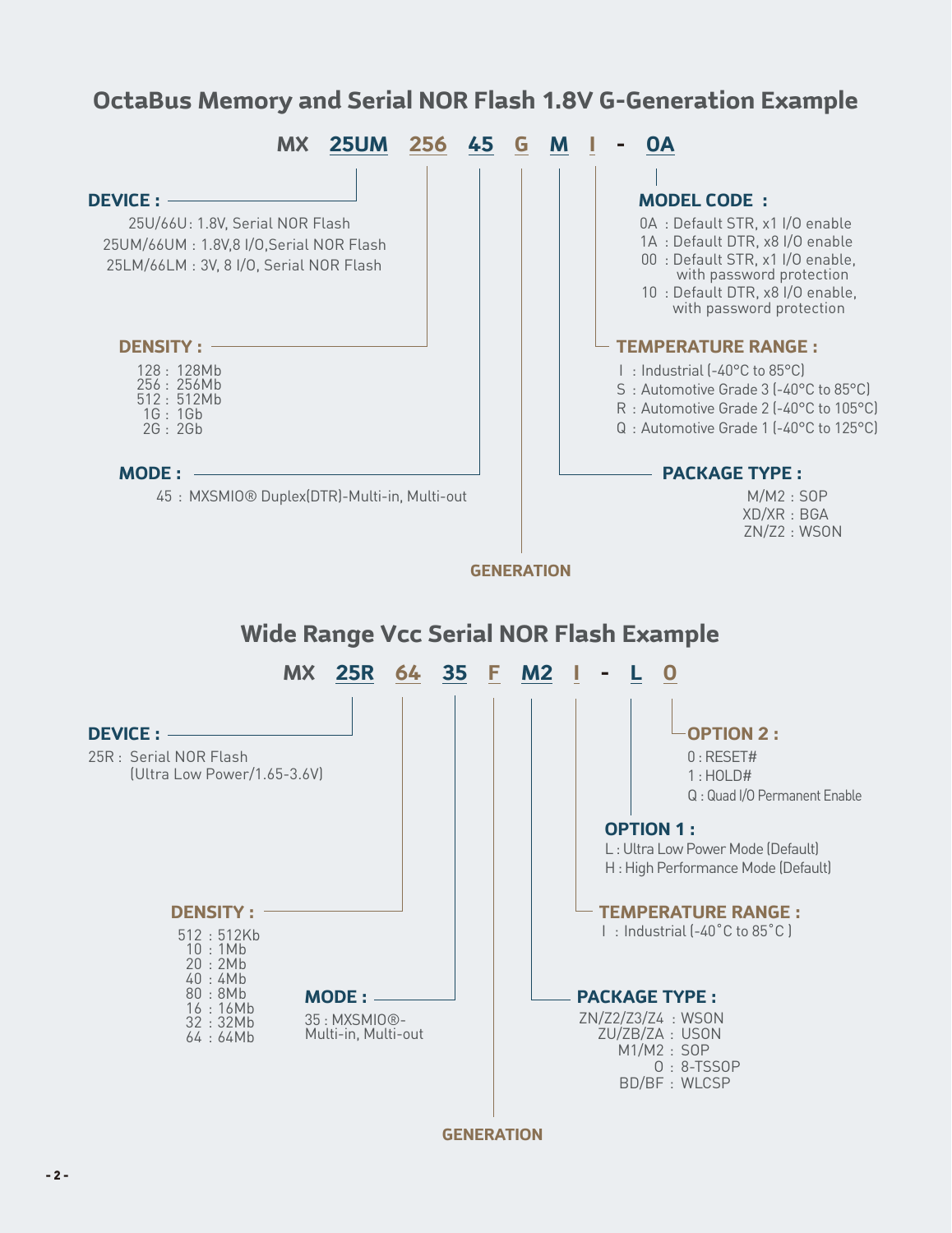## OctaBus Memory and Serial NOR Flash 1.8V G-Generation Example

**MX 25UM 256 45 G M I - 0A**

**DEVICE :**

25U/66U: 1.8V, Serial NOR Flash
25UM/66UM : 1.8V,8 I/O,Serial NOR Flash
25LM/66LM : 3V, 8 I/O, Serial NOR Flash

**DENSITY :**

128 : 128Mb
256 : 256Mb
512 : 512Mb
1G : 1Gb
2G : 2Gb

**MODE :**

45 : MXSMIO® Duplex(DTR)-Multi-in, Multi-out

**GENERATION**

**MODEL CODE :**

0A : Default STR, x1 I/O enable
1A : Default DTR, x8 I/O enable
00 : Default STR, x1 I/O enable, with password protection
10 : Default DTR, x8 I/O enable, with password protection

**TEMPERATURE RANGE :**

I : Industrial (-40°C to 85°C)
S : Automotive Grade 3 (-40°C to 85°C)
R : Automotive Grade 2 (-40°C to 105°C)
Q : Automotive Grade 1 (-40°C to 125°C)

**PACKAGE TYPE :**

M/M2 : SOP
XD/XR : BGA
ZN/Z2 : WSON

## Wide Range Vcc Serial NOR Flash Example

**MX 25R 64 35 F M2 I - L 0**

**DEVICE :**

25R : Serial NOR Flash (Ultra Low Power/1.65-3.6V)

**DENSITY :**

512 : 512Kb
10 : 1Mb
20 : 2Mb
40 : 4Mb
80 : 8Mb
16 : 16Mb
32 : 32Mb
64 : 64Mb

**MODE :**

35 : MXSMIO®-Multi-in, Multi-out

**GENERATION**

**OPTION 2 :**

0 : RESET#
1 : HOLD#
Q : Quad I/O Permanent Enable

**OPTION 1 :**

L : Ultra Low Power Mode (Default)
H : High Performance Mode (Default)

**TEMPERATURE RANGE :**

I : Industrial (-40˚C to 85˚C )

**PACKAGE TYPE :**

ZN/Z2/Z3/Z4 : WSON
ZU/ZB/ZA : USON
M1/M2 : SOP
O : 8-TSSOP
BD/BF : WLCSP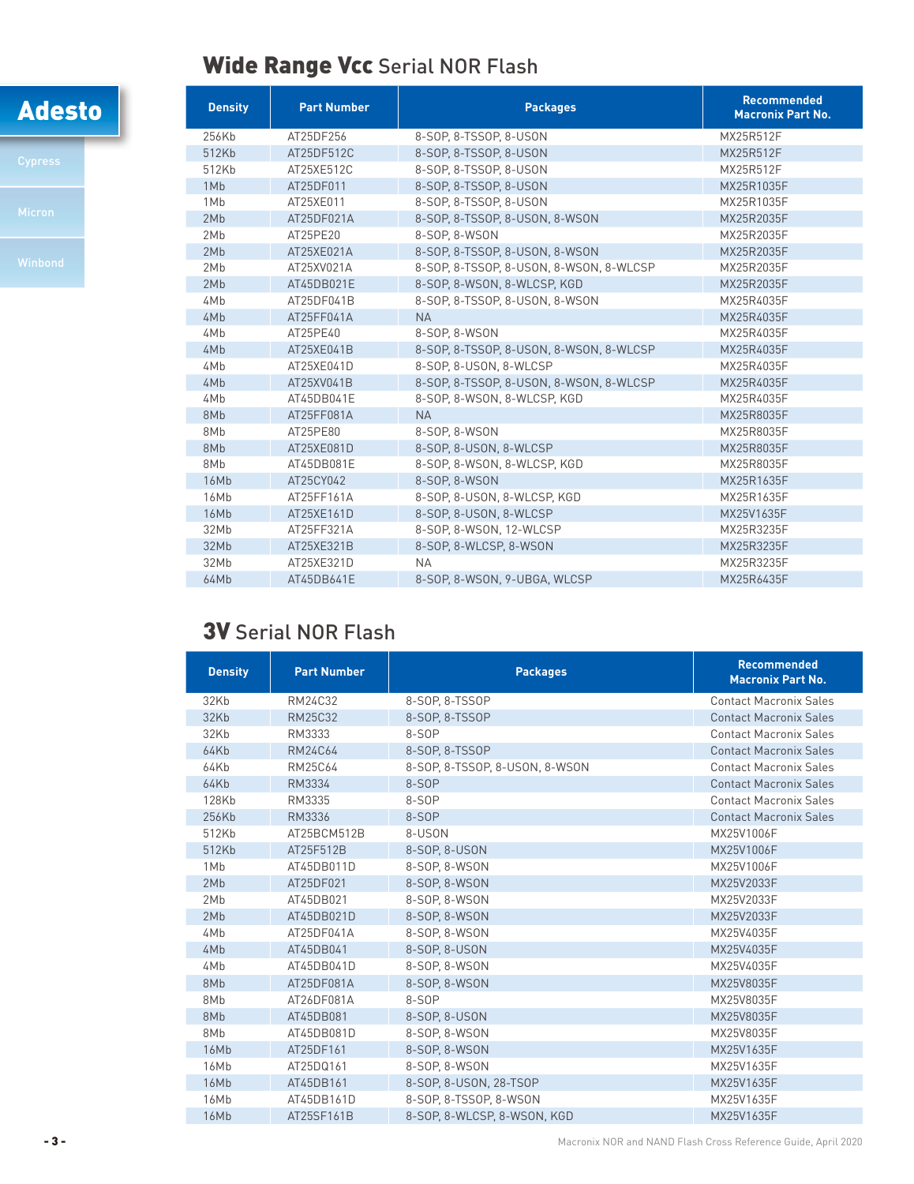Adesto

Cypress

Micron

Winbond

## **Wide Range Vcc** Serial NOR Flash

| Density | Part Number | Packages | Recommended Macronix Part No. |
|---|---|---|---|
| 256Kb | AT25DF256 | 8-SOP, 8-TSSOP, 8-USON | MX25R512F |
| 512Kb | AT25DF512C | 8-SOP, 8-TSSOP, 8-USON | MX25R512F |
| 512Kb | AT25XE512C | 8-SOP, 8-TSSOP, 8-USON | MX25R512F |
| 1Mb | AT25DF011 | 8-SOP, 8-TSSOP, 8-USON | MX25R1035F |
| 1Mb | AT25XE011 | 8-SOP, 8-TSSOP, 8-USON | MX25R1035F |
| 2Mb | AT25DF021A | 8-SOP, 8-TSSOP, 8-USON, 8-WSON | MX25R2035F |
| 2Mb | AT25PE20 | 8-SOP, 8-WSON | MX25R2035F |
| 2Mb | AT25XE021A | 8-SOP, 8-TSSOP, 8-USON, 8-WSON | MX25R2035F |
| 2Mb | AT25XV021A | 8-SOP, 8-TSSOP, 8-USON, 8-WSON, 8-WLCSP | MX25R2035F |
| 2Mb | AT45DB021E | 8-SOP, 8-WSON, 8-WLCSP, KGD | MX25R2035F |
| 4Mb | AT25DF041B | 8-SOP, 8-TSSOP, 8-USON, 8-WSON | MX25R4035F |
| 4Mb | AT25FF041A | NA | MX25R4035F |
| 4Mb | AT25PE40 | 8-SOP, 8-WSON | MX25R4035F |
| 4Mb | AT25XE041B | 8-SOP, 8-TSSOP, 8-USON, 8-WSON, 8-WLCSP | MX25R4035F |
| 4Mb | AT25XE041D | 8-SOP, 8-USON, 8-WLCSP | MX25R4035F |
| 4Mb | AT25XV041B | 8-SOP, 8-TSSOP, 8-USON, 8-WSON, 8-WLCSP | MX25R4035F |
| 4Mb | AT45DB041E | 8-SOP, 8-WSON, 8-WLCSP, KGD | MX25R4035F |
| 8Mb | AT25FF081A | NA | MX25R8035F |
| 8Mb | AT25PE80 | 8-SOP, 8-WSON | MX25R8035F |
| 8Mb | AT25XE081D | 8-SOP, 8-USON, 8-WLCSP | MX25R8035F |
| 8Mb | AT45DB081E | 8-SOP, 8-WSON, 8-WLCSP, KGD | MX25R8035F |
| 16Mb | AT25CY042 | 8-SOP, 8-WSON | MX25R1635F |
| 16Mb | AT25FF161A | 8-SOP, 8-USON, 8-WLCSP, KGD | MX25R1635F |
| 16Mb | AT25XE161D | 8-SOP, 8-USON, 8-WLCSP | MX25V1635F |
| 32Mb | AT25FF321A | 8-SOP, 8-WSON, 12-WLCSP | MX25R3235F |
| 32Mb | AT25XE321B | 8-SOP, 8-WLCSP, 8-WSON | MX25R3235F |
| 32Mb | AT25XE321D | NA | MX25R3235F |
| 64Mb | AT45DB641E | 8-SOP, 8-WSON, 9-UBGA, WLCSP | MX25R6435F |

## **3V** Serial NOR Flash

| Density | Part Number | Packages | Recommended Macronix Part No. |
|---|---|---|---|
| 32Kb | RM24C32 | 8-SOP, 8-TSSOP | Contact Macronix Sales |
| 32Kb | RM25C32 | 8-SOP, 8-TSSOP | Contact Macronix Sales |
| 32Kb | RM3333 | 8-SOP | Contact Macronix Sales |
| 64Kb | RM24C64 | 8-SOP, 8-TSSOP | Contact Macronix Sales |
| 64Kb | RM25C64 | 8-SOP, 8-TSSOP, 8-USON, 8-WSON | Contact Macronix Sales |
| 64Kb | RM3334 | 8-SOP | Contact Macronix Sales |
| 128Kb | RM3335 | 8-SOP | Contact Macronix Sales |
| 256Kb | RM3336 | 8-SOP | Contact Macronix Sales |
| 512Kb | AT25BCM512B | 8-USON | MX25V1006F |
| 512Kb | AT25F512B | 8-SOP, 8-USON | MX25V1006F |
| 1Mb | AT45DB011D | 8-SOP, 8-WSON | MX25V1006F |
| 2Mb | AT25DF021 | 8-SOP, 8-WSON | MX25V2033F |
| 2Mb | AT45DB021 | 8-SOP, 8-WSON | MX25V2033F |
| 2Mb | AT45DB021D | 8-SOP, 8-WSON | MX25V2033F |
| 4Mb | AT25DF041A | 8-SOP, 8-WSON | MX25V4035F |
| 4Mb | AT45DB041 | 8-SOP, 8-USON | MX25V4035F |
| 4Mb | AT45DB041D | 8-SOP, 8-WSON | MX25V4035F |
| 8Mb | AT25DF081A | 8-SOP, 8-WSON | MX25V8035F |
| 8Mb | AT26DF081A | 8-SOP | MX25V8035F |
| 8Mb | AT45DB081 | 8-SOP, 8-USON | MX25V8035F |
| 8Mb | AT45DB081D | 8-SOP, 8-WSON | MX25V8035F |
| 16Mb | AT25DF161 | 8-SOP, 8-WSON | MX25V1635F |
| 16Mb | AT25DQ161 | 8-SOP, 8-WSON | MX25V1635F |
| 16Mb | AT45DB161 | 8-SOP, 8-USON, 28-TSOP | MX25V1635F |
| 16Mb | AT45DB161D | 8-SOP, 8-TSSOP, 8-WSON | MX25V1635F |
| 16Mb | AT25SF161B | 8-SOP, 8-WLCSP, 8-WSON, KGD | MX25V1635F |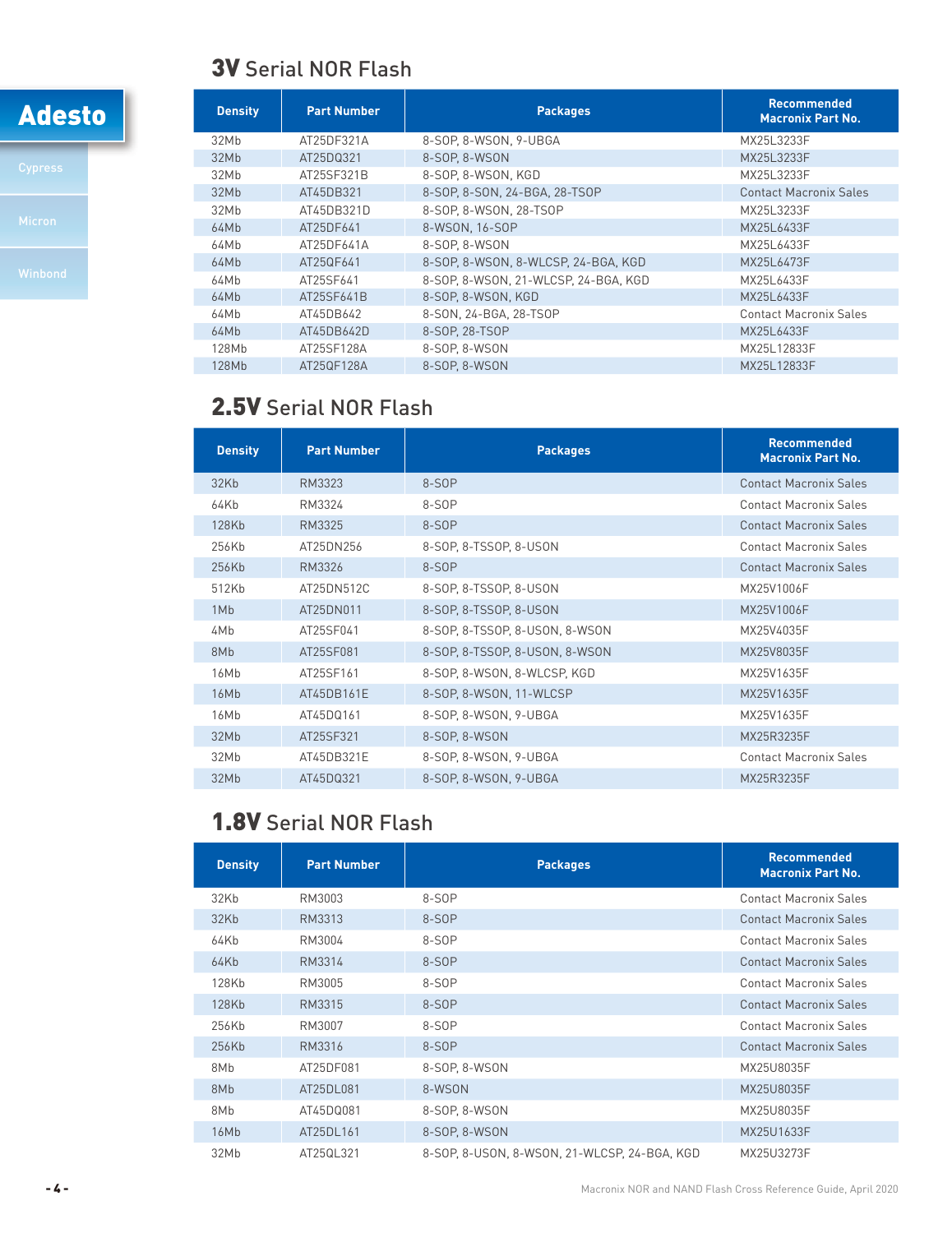Adesto

Cypress

Micron

Winbond

## 3V Serial NOR Flash

| Density | Part Number | Packages | Recommended Macronix Part No. |
|---|---|---|---|
| 32Mb | AT25DF321A | 8-SOP, 8-WSON, 9-UBGA | MX25L3233F |
| 32Mb | AT25DQ321 | 8-SOP, 8-WSON | MX25L3233F |
| 32Mb | AT25SF321B | 8-SOP, 8-WSON, KGD | MX25L3233F |
| 32Mb | AT45DB321 | 8-SOP, 8-SON, 24-BGA, 28-TSOP | Contact Macronix Sales |
| 32Mb | AT45DB321D | 8-SOP, 8-WSON, 28-TSOP | MX25L3233F |
| 64Mb | AT25DF641 | 8-WSON, 16-SOP | MX25L6433F |
| 64Mb | AT25DF641A | 8-SOP, 8-WSON | MX25L6433F |
| 64Mb | AT25QF641 | 8-SOP, 8-WSON, 8-WLCSP, 24-BGA, KGD | MX25L6473F |
| 64Mb | AT25SF641 | 8-SOP, 8-WSON, 21-WLCSP, 24-BGA, KGD | MX25L6433F |
| 64Mb | AT25SF641B | 8-SOP, 8-WSON, KGD | MX25L6433F |
| 64Mb | AT45DB642 | 8-SON, 24-BGA, 28-TSOP | Contact Macronix Sales |
| 64Mb | AT45DB642D | 8-SOP, 28-TSOP | MX25L6433F |
| 128Mb | AT25SF128A | 8-SOP, 8-WSON | MX25L12833F |
| 128Mb | AT25QF128A | 8-SOP, 8-WSON | MX25L12833F |

## 2.5V Serial NOR Flash

| Density | Part Number | Packages | Recommended Macronix Part No. |
|---|---|---|---|
| 32Kb | RM3323 | 8-SOP | Contact Macronix Sales |
| 64Kb | RM3324 | 8-SOP | Contact Macronix Sales |
| 128Kb | RM3325 | 8-SOP | Contact Macronix Sales |
| 256Kb | AT25DN256 | 8-SOP, 8-TSSOP, 8-USON | Contact Macronix Sales |
| 256Kb | RM3326 | 8-SOP | Contact Macronix Sales |
| 512Kb | AT25DN512C | 8-SOP, 8-TSSOP, 8-USON | MX25V1006F |
| 1Mb | AT25DN011 | 8-SOP, 8-TSSOP, 8-USON | MX25V1006F |
| 4Mb | AT25SF041 | 8-SOP, 8-TSSOP, 8-USON, 8-WSON | MX25V4035F |
| 8Mb | AT25SF081 | 8-SOP, 8-TSSOP, 8-USON, 8-WSON | MX25V8035F |
| 16Mb | AT25SF161 | 8-SOP, 8-WSON, 8-WLCSP, KGD | MX25V1635F |
| 16Mb | AT45DB161E | 8-SOP, 8-WSON, 11-WLCSP | MX25V1635F |
| 16Mb | AT45DQ161 | 8-SOP, 8-WSON, 9-UBGA | MX25V1635F |
| 32Mb | AT25SF321 | 8-SOP, 8-WSON | MX25R3235F |
| 32Mb | AT45DB321E | 8-SOP, 8-WSON, 9-UBGA | Contact Macronix Sales |
| 32Mb | AT45DQ321 | 8-SOP, 8-WSON, 9-UBGA | MX25R3235F |

## 1.8V Serial NOR Flash

| Density | Part Number | Packages | Recommended Macronix Part No. |
|---|---|---|---|
| 32Kb | RM3003 | 8-SOP | Contact Macronix Sales |
| 32Kb | RM3313 | 8-SOP | Contact Macronix Sales |
| 64Kb | RM3004 | 8-SOP | Contact Macronix Sales |
| 64Kb | RM3314 | 8-SOP | Contact Macronix Sales |
| 128Kb | RM3005 | 8-SOP | Contact Macronix Sales |
| 128Kb | RM3315 | 8-SOP | Contact Macronix Sales |
| 256Kb | RM3007 | 8-SOP | Contact Macronix Sales |
| 256Kb | RM3316 | 8-SOP | Contact Macronix Sales |
| 8Mb | AT25DF081 | 8-SOP, 8-WSON | MX25U8035F |
| 8Mb | AT25DL081 | 8-WSON | MX25U8035F |
| 8Mb | AT45DQ081 | 8-SOP, 8-WSON | MX25U8035F |
| 16Mb | AT25DL161 | 8-SOP, 8-WSON | MX25U1633F |
| 32Mb | AT25QL321 | 8-SOP, 8-USON, 8-WSON, 21-WLCSP, 24-BGA, KGD | MX25U3273F |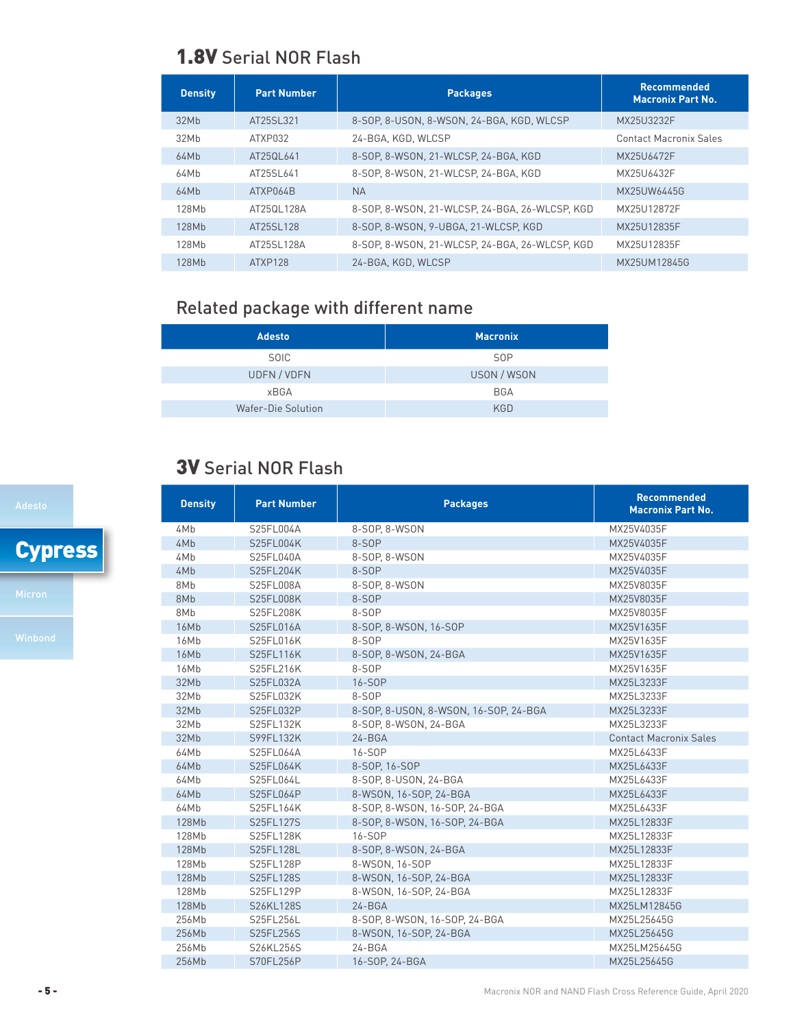## **1.8V** Serial NOR Flash

| Density | Part Number | Packages | Recommended Macronix Part No. |
|---|---|---|---|
| 32Mb | AT25SL321 | 8-SOP, 8-USON, 8-WSON, 24-BGA, KGD, WLCSP | MX25U3232F |
| 32Mb | ATXP032 | 24-BGA, KGD, WLCSP | Contact Macronix Sales |
| 64Mb | AT25QL641 | 8-SOP, 8-WSON, 21-WLCSP, 24-BGA, KGD | MX25U6472F |
| 64Mb | AT25SL641 | 8-SOP, 8-WSON, 21-WLCSP, 24-BGA, KGD | MX25U6432F |
| 64Mb | ATXP064B | NA | MX25UW6445G |
| 128Mb | AT25QL128A | 8-SOP, 8-WSON, 21-WLCSP, 24-BGA, 26-WLCSP, KGD | MX25U12872F |
| 128Mb | AT25SL128 | 8-SOP, 8-WSON, 9-UBGA, 21-WLCSP, KGD | MX25U12835F |
| 128Mb | AT25SL128A | 8-SOP, 8-WSON, 21-WLCSP, 24-BGA, 26-WLCSP, KGD | MX25U12835F |
| 128Mb | ATXP128 | 24-BGA, KGD, WLCSP | MX25UM12845G |

## Related package with different name

| Adesto | Macronix |
|---|---|
| SOIC | SOP |
| UDFN / VDFN | USON / WSON |
| xBGA | BGA |
| Wafer-Die Solution | KGD |

Adesto

**Cypress**

Micron

Winbond

## **3V** Serial NOR Flash

| Density | Part Number | Packages | Recommended Macronix Part No. |
|---|---|---|---|
| 4Mb | S25FL004A | 8-SOP, 8-WSON | MX25V4035F |
| 4Mb | S25FL004K | 8-SOP | MX25V4035F |
| 4Mb | S25FL040A | 8-SOP, 8-WSON | MX25V4035F |
| 4Mb | S25FL204K | 8-SOP | MX25V4035F |
| 8Mb | S25FL008A | 8-SOP, 8-WSON | MX25V8035F |
| 8Mb | S25FL008K | 8-SOP | MX25V8035F |
| 8Mb | S25FL208K | 8-SOP | MX25V8035F |
| 16Mb | S25FL016A | 8-SOP, 8-WSON, 16-SOP | MX25V1635F |
| 16Mb | S25FL016K | 8-SOP | MX25V1635F |
| 16Mb | S25FL116K | 8-SOP, 8-WSON, 24-BGA | MX25V1635F |
| 16Mb | S25FL216K | 8-SOP | MX25V1635F |
| 32Mb | S25FL032A | 16-SOP | MX25L3233F |
| 32Mb | S25FL032K | 8-SOP | MX25L3233F |
| 32Mb | S25FL032P | 8-SOP, 8-USON, 8-WSON, 16-SOP, 24-BGA | MX25L3233F |
| 32Mb | S25FL132K | 8-SOP, 8-WSON, 24-BGA | MX25L3233F |
| 32Mb | S99FL132K | 24-BGA | Contact Macronix Sales |
| 64Mb | S25FL064A | 16-SOP | MX25L6433F |
| 64Mb | S25FL064K | 8-SOP, 16-SOP | MX25L6433F |
| 64Mb | S25FL064L | 8-SOP, 8-USON, 24-BGA | MX25L6433F |
| 64Mb | S25FL064P | 8-WSON, 16-SOP, 24-BGA | MX25L6433F |
| 64Mb | S25FL164K | 8-SOP, 8-WSON, 16-SOP, 24-BGA | MX25L6433F |
| 128Mb | S25FL127S | 8-SOP, 8-WSON, 16-SOP, 24-BGA | MX25L12833F |
| 128Mb | S25FL128K | 16-SOP | MX25L12833F |
| 128Mb | S25FL128L | 8-SOP, 8-WSON, 24-BGA | MX25L12833F |
| 128Mb | S25FL128P | 8-WSON, 16-SOP | MX25L12833F |
| 128Mb | S25FL128S | 8-WSON, 16-SOP, 24-BGA | MX25L12833F |
| 128Mb | S25FL129P | 8-WSON, 16-SOP, 24-BGA | MX25L12833F |
| 128Mb | S26KL128S | 24-BGA | MX25LM12845G |
| 256Mb | S25FL256L | 8-SOP, 8-WSON, 16-SOP, 24-BGA | MX25L25645G |
| 256Mb | S25FL256S | 8-WSON, 16-SOP, 24-BGA | MX25L25645G |
| 256Mb | S26KL256S | 24-BGA | MX25LM25645G |
| 256Mb | S70FL256P | 16-SOP, 24-BGA | MX25L25645G |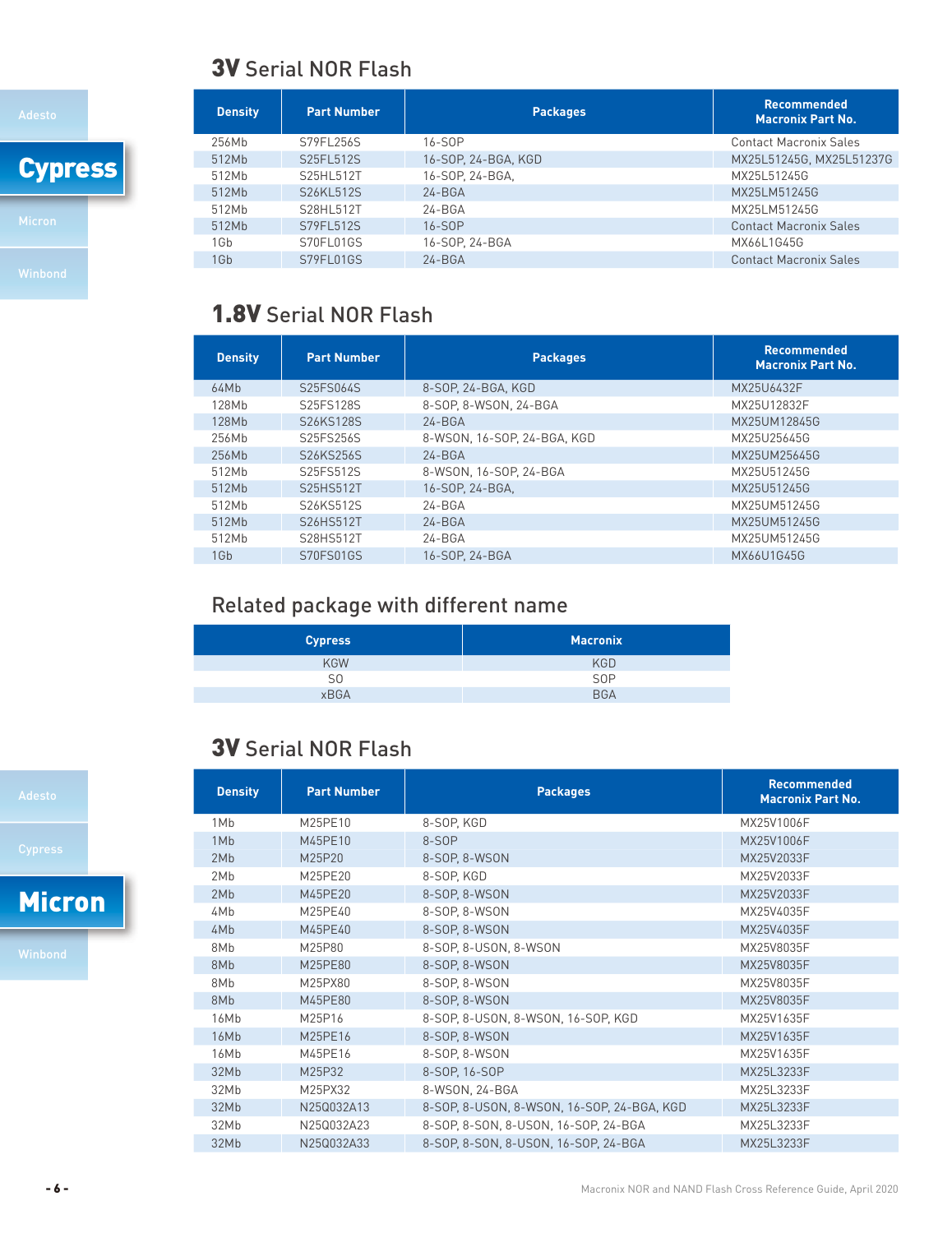## Cypress

### 3V Serial NOR Flash

| Density | Part Number | Packages | Recommended Macronix Part No. |
|---|---|---|---|
| 256Mb | S79FL256S | 16-SOP | Contact Macronix Sales |
| 512Mb | S25FL512S | 16-SOP, 24-BGA, KGD | MX25L51245G, MX25L51237G |
| 512Mb | S25HL512T | 16-SOP, 24-BGA, | MX25L51245G |
| 512Mb | S26KL512S | 24-BGA | MX25LM51245G |
| 512Mb | S28HL512T | 24-BGA | MX25LM51245G |
| 512Mb | S79FL512S | 16-SOP | Contact Macronix Sales |
| 1Gb | S70FL01GS | 16-SOP, 24-BGA | MX66L1G45G |
| 1Gb | S79FL01GS | 24-BGA | Contact Macronix Sales |

### 1.8V Serial NOR Flash

| Density | Part Number | Packages | Recommended Macronix Part No. |
|---|---|---|---|
| 64Mb | S25FS064S | 8-SOP, 24-BGA, KGD | MX25U6432F |
| 128Mb | S25FS128S | 8-SOP, 8-WSON, 24-BGA | MX25U12832F |
| 128Mb | S26KS128S | 24-BGA | MX25UM12845G |
| 256Mb | S25FS256S | 8-WSON, 16-SOP, 24-BGA, KGD | MX25U25645G |
| 256Mb | S26KS256S | 24-BGA | MX25UM25645G |
| 512Mb | S25FS512S | 8-WSON, 16-SOP, 24-BGA | MX25U51245G |
| 512Mb | S25HS512T | 16-SOP, 24-BGA, | MX25U51245G |
| 512Mb | S26KS512S | 24-BGA | MX25UM51245G |
| 512Mb | S26HS512T | 24-BGA | MX25UM51245G |
| 512Mb | S28HS512T | 24-BGA | MX25UM51245G |
| 1Gb | S70FS01GS | 16-SOP, 24-BGA | MX66U1G45G |

### Related package with different name

| Cypress | Macronix |
|---|---|
| KGW | KGD |
| SO | SOP |
| xBGA | BGA |

## Micron

### 3V Serial NOR Flash

| Density | Part Number | Packages | Recommended Macronix Part No. |
|---|---|---|---|
| 1Mb | M25PE10 | 8-SOP, KGD | MX25V1006F |
| 1Mb | M45PE10 | 8-SOP | MX25V1006F |
| 2Mb | M25P20 | 8-SOP, 8-WSON | MX25V2033F |
| 2Mb | M25PE20 | 8-SOP, KGD | MX25V2033F |
| 2Mb | M45PE20 | 8-SOP, 8-WSON | MX25V2033F |
| 4Mb | M25PE40 | 8-SOP, 8-WSON | MX25V4035F |
| 4Mb | M45PE40 | 8-SOP, 8-WSON | MX25V4035F |
| 8Mb | M25P80 | 8-SOP, 8-USON, 8-WSON | MX25V8035F |
| 8Mb | M25PE80 | 8-SOP, 8-WSON | MX25V8035F |
| 8Mb | M25PX80 | 8-SOP, 8-WSON | MX25V8035F |
| 8Mb | M45PE80 | 8-SOP, 8-WSON | MX25V8035F |
| 16Mb | M25P16 | 8-SOP, 8-USON, 8-WSON, 16-SOP, KGD | MX25V1635F |
| 16Mb | M25PE16 | 8-SOP, 8-WSON | MX25V1635F |
| 16Mb | M45PE16 | 8-SOP, 8-WSON | MX25V1635F |
| 32Mb | M25P32 | 8-SOP, 16-SOP | MX25L3233F |
| 32Mb | M25PX32 | 8-WSON, 24-BGA | MX25L3233F |
| 32Mb | N25Q032A13 | 8-SOP, 8-USON, 8-WSON, 16-SOP, 24-BGA, KGD | MX25L3233F |
| 32Mb | N25Q032A23 | 8-SOP, 8-SON, 8-USON, 16-SOP, 24-BGA | MX25L3233F |
| 32Mb | N25Q032A33 | 8-SOP, 8-SON, 8-USON, 16-SOP, 24-BGA | MX25L3233F |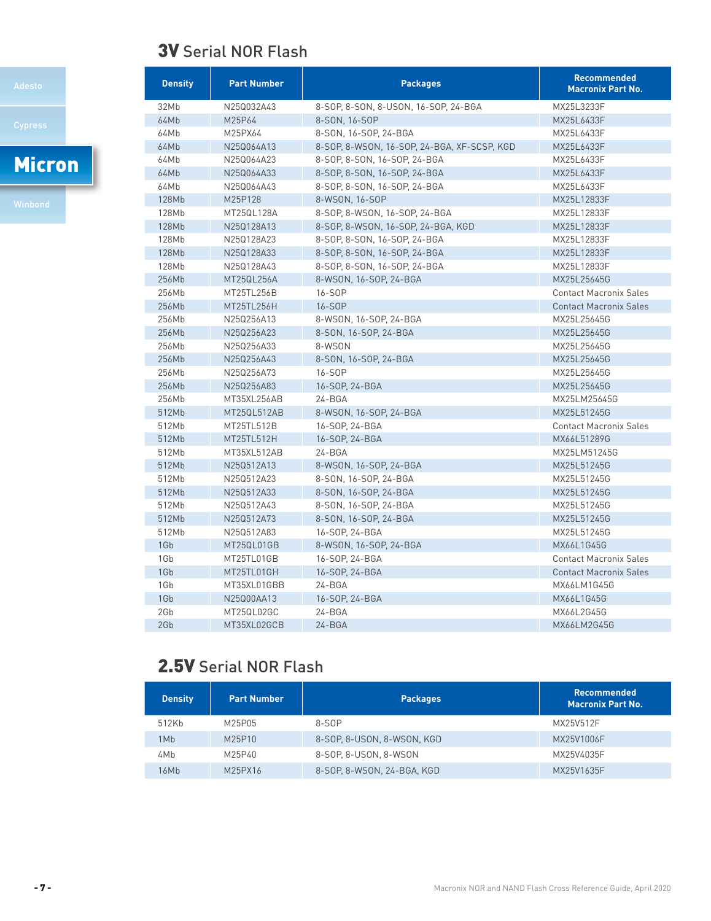Adesto

Cypress

**Micron**

Winbond

## 3V Serial NOR Flash

| Density | Part Number | Packages | Recommended Macronix Part No. |
|---|---|---|---|
| 32Mb | N25Q032A43 | 8-SOP, 8-SON, 8-USON, 16-SOP, 24-BGA | MX25L3233F |
| 64Mb | M25P64 | 8-SON, 16-SOP | MX25L6433F |
| 64Mb | M25PX64 | 8-SON, 16-SOP, 24-BGA | MX25L6433F |
| 64Mb | N25Q064A13 | 8-SOP, 8-WSON, 16-SOP, 24-BGA, XF-SCSP, KGD | MX25L6433F |
| 64Mb | N25Q064A23 | 8-SOP, 8-SON, 16-SOP, 24-BGA | MX25L6433F |
| 64Mb | N25Q064A33 | 8-SOP, 8-SON, 16-SOP, 24-BGA | MX25L6433F |
| 64Mb | N25Q064A43 | 8-SOP, 8-SON, 16-SOP, 24-BGA | MX25L6433F |
| 128Mb | M25P128 | 8-WSON, 16-SOP | MX25L12833F |
| 128Mb | MT25QL128A | 8-SOP, 8-WSON, 16-SOP, 24-BGA | MX25L12833F |
| 128Mb | N25Q128A13 | 8-SOP, 8-WSON, 16-SOP, 24-BGA, KGD | MX25L12833F |
| 128Mb | N25Q128A23 | 8-SOP, 8-SON, 16-SOP, 24-BGA | MX25L12833F |
| 128Mb | N25Q128A33 | 8-SOP, 8-SON, 16-SOP, 24-BGA | MX25L12833F |
| 128Mb | N25Q128A43 | 8-SOP, 8-SON, 16-SOP, 24-BGA | MX25L12833F |
| 256Mb | MT25QL256A | 8-WSON, 16-SOP, 24-BGA | MX25L25645G |
| 256Mb | MT25TL256B | 16-SOP | Contact Macronix Sales |
| 256Mb | MT25TL256H | 16-SOP | Contact Macronix Sales |
| 256Mb | N25Q256A13 | 8-WSON, 16-SOP, 24-BGA | MX25L25645G |
| 256Mb | N25Q256A23 | 8-SON, 16-SOP, 24-BGA | MX25L25645G |
| 256Mb | N25Q256A33 | 8-WSON | MX25L25645G |
| 256Mb | N25Q256A43 | 8-SON, 16-SOP, 24-BGA | MX25L25645G |
| 256Mb | N25Q256A73 | 16-SOP | MX25L25645G |
| 256Mb | N25Q256A83 | 16-SOP, 24-BGA | MX25L25645G |
| 256Mb | MT35XL256AB | 24-BGA | MX25LM25645G |
| 512Mb | MT25QL512AB | 8-WSON, 16-SOP, 24-BGA | MX25L51245G |
| 512Mb | MT25TL512B | 16-SOP, 24-BGA | Contact Macronix Sales |
| 512Mb | MT25TL512H | 16-SOP, 24-BGA | MX66L51289G |
| 512Mb | MT35XL512AB | 24-BGA | MX25LM51245G |
| 512Mb | N25Q512A13 | 8-WSON, 16-SOP, 24-BGA | MX25L51245G |
| 512Mb | N25Q512A23 | 8-SON, 16-SOP, 24-BGA | MX25L51245G |
| 512Mb | N25Q512A33 | 8-SON, 16-SOP, 24-BGA | MX25L51245G |
| 512Mb | N25Q512A43 | 8-SON, 16-SOP, 24-BGA | MX25L51245G |
| 512Mb | N25Q512A73 | 8-SON, 16-SOP, 24-BGA | MX25L51245G |
| 512Mb | N25Q512A83 | 16-SOP, 24-BGA | MX25L51245G |
| 1Gb | MT25QL01GB | 8-WSON, 16-SOP, 24-BGA | MX66L1G45G |
| 1Gb | MT25TL01GB | 16-SOP, 24-BGA | Contact Macronix Sales |
| 1Gb | MT25TL01GH | 16-SOP, 24-BGA | Contact Macronix Sales |
| 1Gb | MT35XL01GBB | 24-BGA | MX66LM1G45G |
| 1Gb | N25Q00AA13 | 16-SOP, 24-BGA | MX66L1G45G |
| 2Gb | MT25QL02GC | 24-BGA | MX66L2G45G |
| 2Gb | MT35XL02GCB | 24-BGA | MX66LM2G45G |

## 2.5V Serial NOR Flash

| Density | Part Number | Packages | Recommended Macronix Part No. |
|---|---|---|---|
| 512Kb | M25P05 | 8-SOP | MX25V512F |
| 1Mb | M25P10 | 8-SOP, 8-USON, 8-WSON, KGD | MX25V1006F |
| 4Mb | M25P40 | 8-SOP, 8-USON, 8-WSON | MX25V4035F |
| 16Mb | M25PX16 | 8-SOP, 8-WSON, 24-BGA, KGD | MX25V1635F |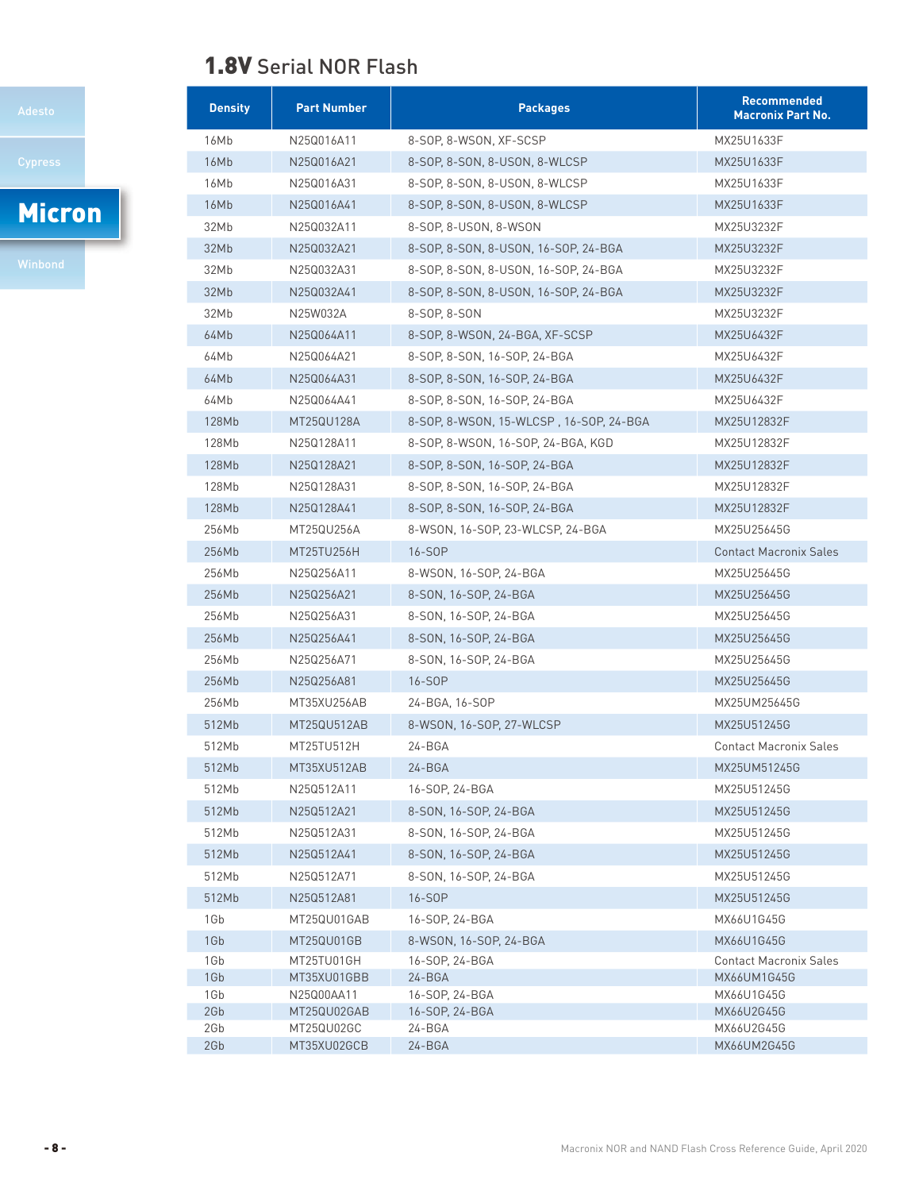## 1.8V Serial NOR Flash

Adesto

Cypress

**Micron**

Winbond

| Density | Part Number | Packages | Recommended Macronix Part No. |
|---|---|---|---|
| 16Mb | N25Q016A11 | 8-SOP, 8-WSON, XF-SCSP | MX25U1633F |
| 16Mb | N25Q016A21 | 8-SOP, 8-SON, 8-USON, 8-WLCSP | MX25U1633F |
| 16Mb | N25Q016A31 | 8-SOP, 8-SON, 8-USON, 8-WLCSP | MX25U1633F |
| 16Mb | N25Q016A41 | 8-SOP, 8-SON, 8-USON, 8-WLCSP | MX25U1633F |
| 32Mb | N25Q032A11 | 8-SOP, 8-USON, 8-WSON | MX25U3232F |
| 32Mb | N25Q032A21 | 8-SOP, 8-SON, 8-USON, 16-SOP, 24-BGA | MX25U3232F |
| 32Mb | N25Q032A31 | 8-SOP, 8-SON, 8-USON, 16-SOP, 24-BGA | MX25U3232F |
| 32Mb | N25Q032A41 | 8-SOP, 8-SON, 8-USON, 16-SOP, 24-BGA | MX25U3232F |
| 32Mb | N25W032A | 8-SOP, 8-SON | MX25U3232F |
| 64Mb | N25Q064A11 | 8-SOP, 8-WSON, 24-BGA, XF-SCSP | MX25U6432F |
| 64Mb | N25Q064A21 | 8-SOP, 8-SON, 16-SOP, 24-BGA | MX25U6432F |
| 64Mb | N25Q064A31 | 8-SOP, 8-SON, 16-SOP, 24-BGA | MX25U6432F |
| 64Mb | N25Q064A41 | 8-SOP, 8-SON, 16-SOP, 24-BGA | MX25U6432F |
| 128Mb | MT25QU128A | 8-SOP, 8-WSON, 15-WLCSP , 16-SOP, 24-BGA | MX25U12832F |
| 128Mb | N25Q128A11 | 8-SOP, 8-WSON, 16-SOP, 24-BGA, KGD | MX25U12832F |
| 128Mb | N25Q128A21 | 8-SOP, 8-SON, 16-SOP, 24-BGA | MX25U12832F |
| 128Mb | N25Q128A31 | 8-SOP, 8-SON, 16-SOP, 24-BGA | MX25U12832F |
| 128Mb | N25Q128A41 | 8-SOP, 8-SON, 16-SOP, 24-BGA | MX25U12832F |
| 256Mb | MT25QU256A | 8-WSON, 16-SOP, 23-WLCSP, 24-BGA | MX25U25645G |
| 256Mb | MT25TU256H | 16-SOP | Contact Macronix Sales |
| 256Mb | N25Q256A11 | 8-WSON, 16-SOP, 24-BGA | MX25U25645G |
| 256Mb | N25Q256A21 | 8-SON, 16-SOP, 24-BGA | MX25U25645G |
| 256Mb | N25Q256A31 | 8-SON, 16-SOP, 24-BGA | MX25U25645G |
| 256Mb | N25Q256A41 | 8-SON, 16-SOP, 24-BGA | MX25U25645G |
| 256Mb | N25Q256A71 | 8-SON, 16-SOP, 24-BGA | MX25U25645G |
| 256Mb | N25Q256A81 | 16-SOP | MX25U25645G |
| 256Mb | MT35XU256AB | 24-BGA, 16-SOP | MX25UM25645G |
| 512Mb | MT25QU512AB | 8-WSON, 16-SOP, 27-WLCSP | MX25U51245G |
| 512Mb | MT25TU512H | 24-BGA | Contact Macronix Sales |
| 512Mb | MT35XU512AB | 24-BGA | MX25UM51245G |
| 512Mb | N25Q512A11 | 16-SOP, 24-BGA | MX25U51245G |
| 512Mb | N25Q512A21 | 8-SON, 16-SOP, 24-BGA | MX25U51245G |
| 512Mb | N25Q512A31 | 8-SON, 16-SOP, 24-BGA | MX25U51245G |
| 512Mb | N25Q512A41 | 8-SON, 16-SOP, 24-BGA | MX25U51245G |
| 512Mb | N25Q512A71 | 8-SON, 16-SOP, 24-BGA | MX25U51245G |
| 512Mb | N25Q512A81 | 16-SOP | MX25U51245G |
| 1Gb | MT25QU01GAB | 16-SOP, 24-BGA | MX66U1G45G |
| 1Gb | MT25QU01GB | 8-WSON, 16-SOP, 24-BGA | MX66U1G45G |
| 1Gb | MT25TU01GH | 16-SOP, 24-BGA | Contact Macronix Sales |
| 1Gb | MT35XU01GBB | 24-BGA | MX66UM1G45G |
| 1Gb | N25Q00AA11 | 16-SOP, 24-BGA | MX66U1G45G |
| 2Gb | MT25QU02GAB | 16-SOP, 24-BGA | MX66U2G45G |
| 2Gb | MT25QU02GC | 24-BGA | MX66U2G45G |
| 2Gb | MT35XU02GCB | 24-BGA | MX66UM2G45G |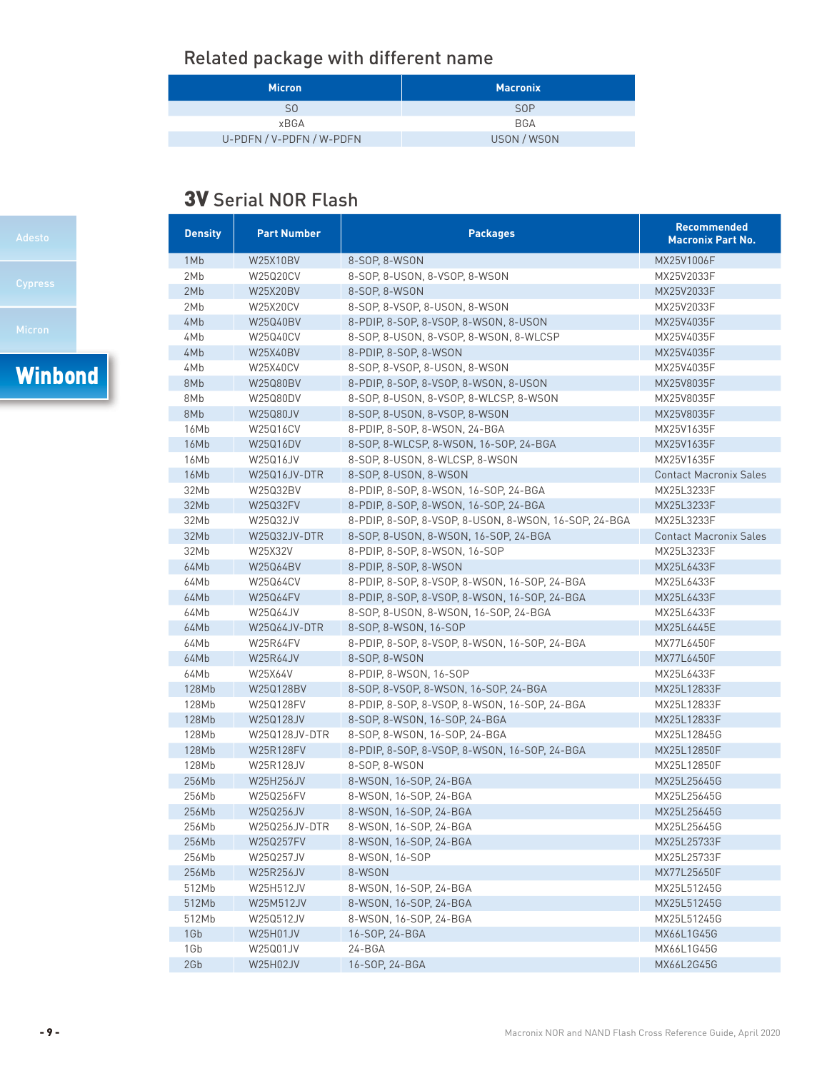## Related package with different name

| Micron | Macronix |
|---|---|
| SO | SOP |
| xBGA | BGA |
| U-PDFN / V-PDFN / W-PDFN | USON / WSON |

## 3V Serial NOR Flash

| Density | Part Number | Packages | Recommended Macronix Part No. |
|---|---|---|---|
| 1Mb | W25X10BV | 8-SOP, 8-WSON | MX25V1006F |
| 2Mb | W25Q20CV | 8-SOP, 8-USON, 8-VSOP, 8-WSON | MX25V2033F |
| 2Mb | W25X20BV | 8-SOP, 8-WSON | MX25V2033F |
| 2Mb | W25X20CV | 8-SOP, 8-VSOP, 8-USON, 8-WSON | MX25V2033F |
| 4Mb | W25Q40BV | 8-PDIP, 8-SOP, 8-VSOP, 8-WSON, 8-USON | MX25V4035F |
| 4Mb | W25Q40CV | 8-SOP, 8-USON, 8-VSOP, 8-WSON, 8-WLCSP | MX25V4035F |
| 4Mb | W25X40BV | 8-PDIP, 8-SOP, 8-WSON | MX25V4035F |
| 4Mb | W25X40CV | 8-SOP, 8-VSOP, 8-USON, 8-WSON | MX25V4035F |
| 8Mb | W25Q80BV | 8-PDIP, 8-SOP, 8-VSOP, 8-WSON, 8-USON | MX25V8035F |
| 8Mb | W25Q80DV | 8-SOP, 8-USON, 8-VSOP, 8-WLCSP, 8-WSON | MX25V8035F |
| 8Mb | W25Q80JV | 8-SOP, 8-USON, 8-VSOP, 8-WSON | MX25V8035F |
| 16Mb | W25Q16CV | 8-PDIP, 8-SOP, 8-WSON, 24-BGA | MX25V1635F |
| 16Mb | W25Q16DV | 8-SOP, 8-WLCSP, 8-WSON, 16-SOP, 24-BGA | MX25V1635F |
| 16Mb | W25Q16JV | 8-SOP, 8-USON, 8-WLCSP, 8-WSON | MX25V1635F |
| 16Mb | W25Q16JV-DTR | 8-SOP, 8-USON, 8-WSON | Contact Macronix Sales |
| 32Mb | W25Q32BV | 8-PDIP, 8-SOP, 8-WSON, 16-SOP, 24-BGA | MX25L3233F |
| 32Mb | W25Q32FV | 8-PDIP, 8-SOP, 8-WSON, 16-SOP, 24-BGA | MX25L3233F |
| 32Mb | W25Q32JV | 8-PDIP, 8-SOP, 8-VSOP, 8-USON, 8-WSON, 16-SOP, 24-BGA | MX25L3233F |
| 32Mb | W25Q32JV-DTR | 8-SOP, 8-USON, 8-WSON, 16-SOP, 24-BGA | Contact Macronix Sales |
| 32Mb | W25X32V | 8-PDIP, 8-SOP, 8-WSON, 16-SOP | MX25L3233F |
| 64Mb | W25Q64BV | 8-PDIP, 8-SOP, 8-WSON | MX25L6433F |
| 64Mb | W25Q64CV | 8-PDIP, 8-SOP, 8-VSOP, 8-WSON, 16-SOP, 24-BGA | MX25L6433F |
| 64Mb | W25Q64FV | 8-PDIP, 8-SOP, 8-VSOP, 8-WSON, 16-SOP, 24-BGA | MX25L6433F |
| 64Mb | W25Q64JV | 8-SOP, 8-USON, 8-WSON, 16-SOP, 24-BGA | MX25L6433F |
| 64Mb | W25Q64JV-DTR | 8-SOP, 8-WSON, 16-SOP | MX25L6445E |
| 64Mb | W25R64FV | 8-PDIP, 8-SOP, 8-VSOP, 8-WSON, 16-SOP, 24-BGA | MX77L6450F |
| 64Mb | W25R64JV | 8-SOP, 8-WSON | MX77L6450F |
| 64Mb | W25X64V | 8-PDIP, 8-WSON, 16-SOP | MX25L6433F |
| 128Mb | W25Q128BV | 8-SOP, 8-VSOP, 8-WSON, 16-SOP, 24-BGA | MX25L12833F |
| 128Mb | W25Q128FV | 8-PDIP, 8-SOP, 8-VSOP, 8-WSON, 16-SOP, 24-BGA | MX25L12833F |
| 128Mb | W25Q128JV | 8-SOP, 8-WSON, 16-SOP, 24-BGA | MX25L12833F |
| 128Mb | W25Q128JV-DTR | 8-SOP, 8-WSON, 16-SOP, 24-BGA | MX25L12845G |
| 128Mb | W25R128FV | 8-PDIP, 8-SOP, 8-VSOP, 8-WSON, 16-SOP, 24-BGA | MX25L12850F |
| 128Mb | W25R128JV | 8-SOP, 8-WSON | MX25L12850F |
| 256Mb | W25H256JV | 8-WSON, 16-SOP, 24-BGA | MX25L25645G |
| 256Mb | W25Q256FV | 8-WSON, 16-SOP, 24-BGA | MX25L25645G |
| 256Mb | W25Q256JV | 8-WSON, 16-SOP, 24-BGA | MX25L25645G |
| 256Mb | W25Q256JV-DTR | 8-WSON, 16-SOP, 24-BGA | MX25L25645G |
| 256Mb | W25Q257FV | 8-WSON, 16-SOP, 24-BGA | MX25L25733F |
| 256Mb | W25Q257JV | 8-WSON, 16-SOP | MX25L25733F |
| 256Mb | W25R256JV | 8-WSON | MX77L25650F |
| 512Mb | W25H512JV | 8-WSON, 16-SOP, 24-BGA | MX25L51245G |
| 512Mb | W25M512JV | 8-WSON, 16-SOP, 24-BGA | MX25L51245G |
| 512Mb | W25Q512JV | 8-WSON, 16-SOP, 24-BGA | MX25L51245G |
| 1Gb | W25H01JV | 16-SOP, 24-BGA | MX66L1G45G |
| 1Gb | W25Q01JV | 24-BGA | MX66L1G45G |
| 2Gb | W25H02JV | 16-SOP, 24-BGA | MX66L2G45G |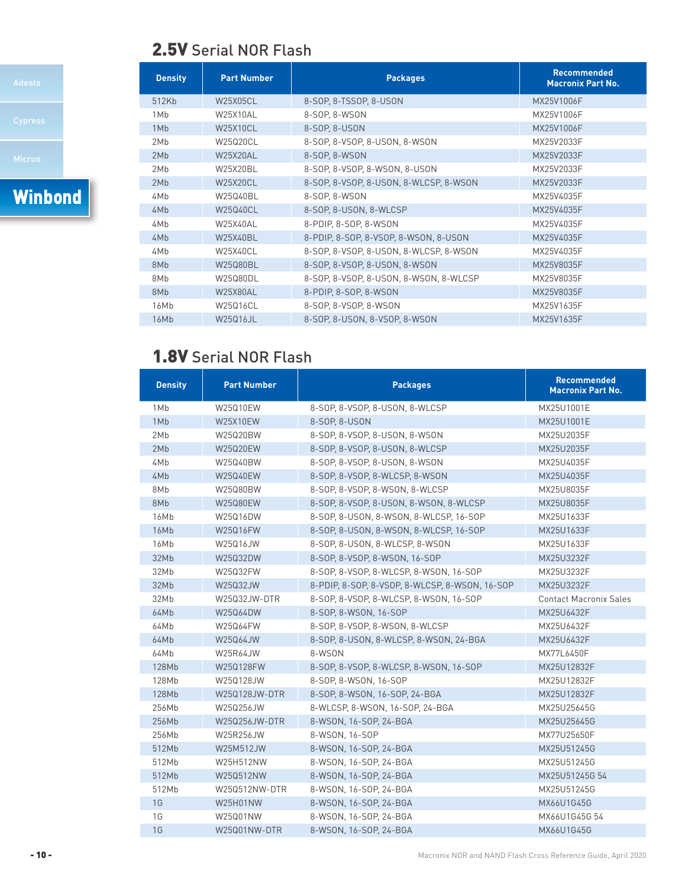## 2.5V Serial NOR Flash

| Density | Part Number | Packages | Recommended Macronix Part No. |
|---|---|---|---|
| 512Kb | W25X05CL | 8-SOP, 8-TSSOP, 8-USON | MX25V1006F |
| 1Mb | W25X10AL | 8-SOP, 8-WSON | MX25V1006F |
| 1Mb | W25X10CL | 8-SOP, 8-USON | MX25V1006F |
| 2Mb | W25Q20CL | 8-SOP, 8-VSOP, 8-USON, 8-WSON | MX25V2033F |
| 2Mb | W25X20AL | 8-SOP, 8-WSON | MX25V2033F |
| 2Mb | W25X20BL | 8-SOP, 8-VSOP, 8-WSON, 8-USON | MX25V2033F |
| 2Mb | W25X20CL | 8-SOP, 8-VSOP, 8-USON, 8-WLCSP, 8-WSON | MX25V2033F |
| 4Mb | W25Q40BL | 8-SOP, 8-WSON | MX25V4035F |
| 4Mb | W25Q40CL | 8-SOP, 8-USON, 8-WLCSP | MX25V4035F |
| 4Mb | W25X40AL | 8-PDIP, 8-SOP, 8-WSON | MX25V4035F |
| 4Mb | W25X40BL | 8-PDIP, 8-SOP, 8-VSOP, 8-WSON, 8-USON | MX25V4035F |
| 4Mb | W25X40CL | 8-SOP, 8-VSOP, 8-USON, 8-WLCSP, 8-WSON | MX25V4035F |
| 8Mb | W25Q80BL | 8-SOP, 8-VSOP, 8-USON, 8-WSON | MX25V8035F |
| 8Mb | W25Q80DL | 8-SOP, 8-VSOP, 8-USON, 8-WSON, 8-WLCSP | MX25V8035F |
| 8Mb | W25X80AL | 8-PDIP, 8-SOP, 8-WSON | MX25V8035F |
| 16Mb | W25Q16CL | 8-SOP, 8-VSOP, 8-WSON | MX25V1635F |
| 16Mb | W25Q16JL | 8-SOP, 8-USON, 8-VSOP, 8-WSON | MX25V1635F |

## 1.8V Serial NOR Flash

| Density | Part Number | Packages | Recommended Macronix Part No. |
|---|---|---|---|
| 1Mb | W25Q10EW | 8-SOP, 8-VSOP, 8-USON, 8-WLCSP | MX25U1001E |
| 1Mb | W25X10EW | 8-SOP, 8-USON | MX25U1001E |
| 2Mb | W25Q20BW | 8-SOP, 8-VSOP, 8-USON, 8-WSON | MX25U2035F |
| 2Mb | W25Q20EW | 8-SOP, 8-VSOP, 8-USON, 8-WLCSP | MX25U2035F |
| 4Mb | W25Q40BW | 8-SOP, 8-VSOP, 8-USON, 8-WSON | MX25U4035F |
| 4Mb | W25Q40EW | 8-SOP, 8-VSOP, 8-WLCSP, 8-WSON | MX25U4035F |
| 8Mb | W25Q80BW | 8-SOP, 8-VSOP, 8-WSON, 8-WLCSP | MX25U8035F |
| 8Mb | W25Q80EW | 8-SOP, 8-VSOP, 8-USON, 8-WSON, 8-WLCSP | MX25U8035F |
| 16Mb | W25Q16DW | 8-SOP, 8-USON, 8-WSON, 8-WLCSP, 16-SOP | MX25U1633F |
| 16Mb | W25Q16FW | 8-SOP, 8-USON, 8-WSON, 8-WLCSP, 16-SOP | MX25U1633F |
| 16Mb | W25Q16JW | 8-SOP, 8-USON, 8-WLCSP, 8-WSON | MX25U1633F |
| 32Mb | W25Q32DW | 8-SOP, 8-VSOP, 8-WSON, 16-SOP | MX25U3232F |
| 32Mb | W25Q32FW | 8-SOP, 8-VSOP, 8-WLCSP, 8-WSON, 16-SOP | MX25U3232F |
| 32Mb | W25Q32JW | 8-PDIP, 8-SOP, 8-VSOP, 8-WLCSP, 8-WSON, 16-SOP | MX25U3232F |
| 32Mb | W25Q32JW-DTR | 8-SOP, 8-VSOP, 8-WLCSP, 8-WSON, 16-SOP | Contact Macronix Sales |
| 64Mb | W25Q64DW | 8-SOP, 8-WSON, 16-SOP | MX25U6432F |
| 64Mb | W25Q64FW | 8-SOP, 8-VSOP, 8-WSON, 8-WLCSP | MX25U6432F |
| 64Mb | W25Q64JW | 8-SOP, 8-USON, 8-WLCSP, 8-WSON, 24-BGA | MX25U6432F |
| 64Mb | W25R64JW | 8-WSON | MX77L6450F |
| 128Mb | W25Q128FW | 8-SOP, 8-VSOP, 8-WLCSP, 8-WSON, 16-SOP | MX25U12832F |
| 128Mb | W25Q128JW | 8-SOP, 8-WSON, 16-SOP | MX25U12832F |
| 128Mb | W25Q128JW-DTR | 8-SOP, 8-WSON, 16-SOP, 24-BGA | MX25U12832F |
| 256Mb | W25Q256JW | 8-WLCSP, 8-WSON, 16-SOP, 24-BGA | MX25U25645G |
| 256Mb | W25Q256JW-DTR | 8-WSON, 16-SOP, 24-BGA | MX25U25645G |
| 256Mb | W25R256JW | 8-WSON, 16-SOP | MX77U25650F |
| 512Mb | W25M512JW | 8-WSON, 16-SOP, 24-BGA | MX25U51245G |
| 512Mb | W25H512NW | 8-WSON, 16-SOP, 24-BGA | MX25U51245G |
| 512Mb | W25Q512NW | 8-WSON, 16-SOP, 24-BGA | MX25U51245G 54 |
| 512Mb | W25Q512NW-DTR | 8-WSON, 16-SOP, 24-BGA | MX25U51245G |
| 1G | W25H01NW | 8-WSON, 16-SOP, 24-BGA | MX66U1G45G |
| 1G | W25Q01NW | 8-WSON, 16-SOP, 24-BGA | MX66U1G45G 54 |
| 1G | W25Q01NW-DTR | 8-WSON, 16-SOP, 24-BGA | MX66U1G45G |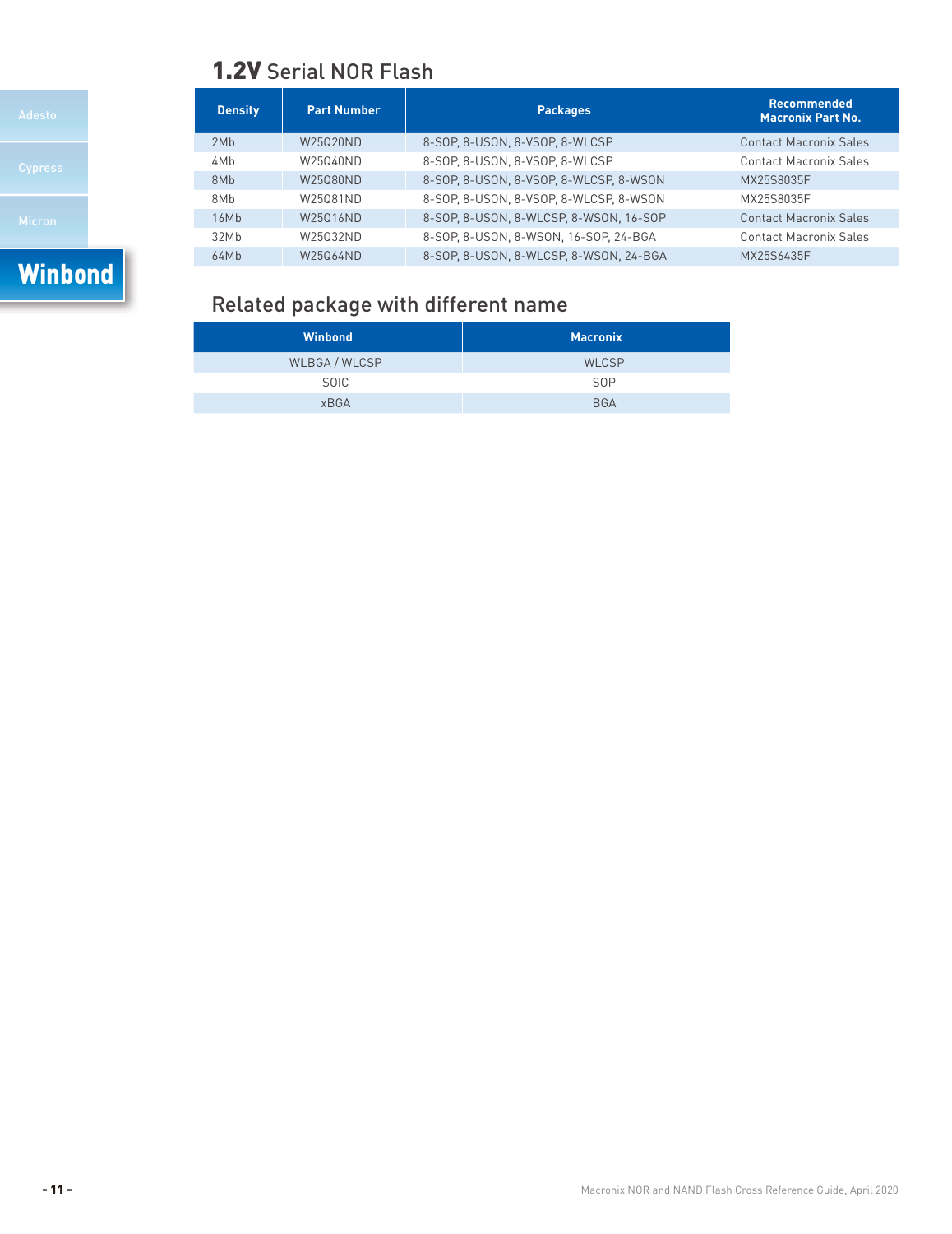## 1.2V Serial NOR Flash

| Density | Part Number | Packages | Recommended Macronix Part No. |
|---|---|---|---|
| 2Mb | W25Q20ND | 8-SOP, 8-USON, 8-VSOP, 8-WLCSP | Contact Macronix Sales |
| 4Mb | W25Q40ND | 8-SOP, 8-USON, 8-VSOP, 8-WLCSP | Contact Macronix Sales |
| 8Mb | W25Q80ND | 8-SOP, 8-USON, 8-VSOP, 8-WLCSP, 8-WSON | MX25S8035F |
| 8Mb | W25Q81ND | 8-SOP, 8-USON, 8-VSOP, 8-WLCSP, 8-WSON | MX25S8035F |
| 16Mb | W25Q16ND | 8-SOP, 8-USON, 8-WLCSP, 8-WSON, 16-SOP | Contact Macronix Sales |
| 32Mb | W25Q32ND | 8-SOP, 8-USON, 8-WSON, 16-SOP, 24-BGA | Contact Macronix Sales |
| 64Mb | W25Q64ND | 8-SOP, 8-USON, 8-WLCSP, 8-WSON, 24-BGA | MX25S6435F |

## Related package with different name

| Winbond | Macronix |
|---|---|
| WLBGA / WLCSP | WLCSP |
| SOIC | SOP |
| xBGA | BGA |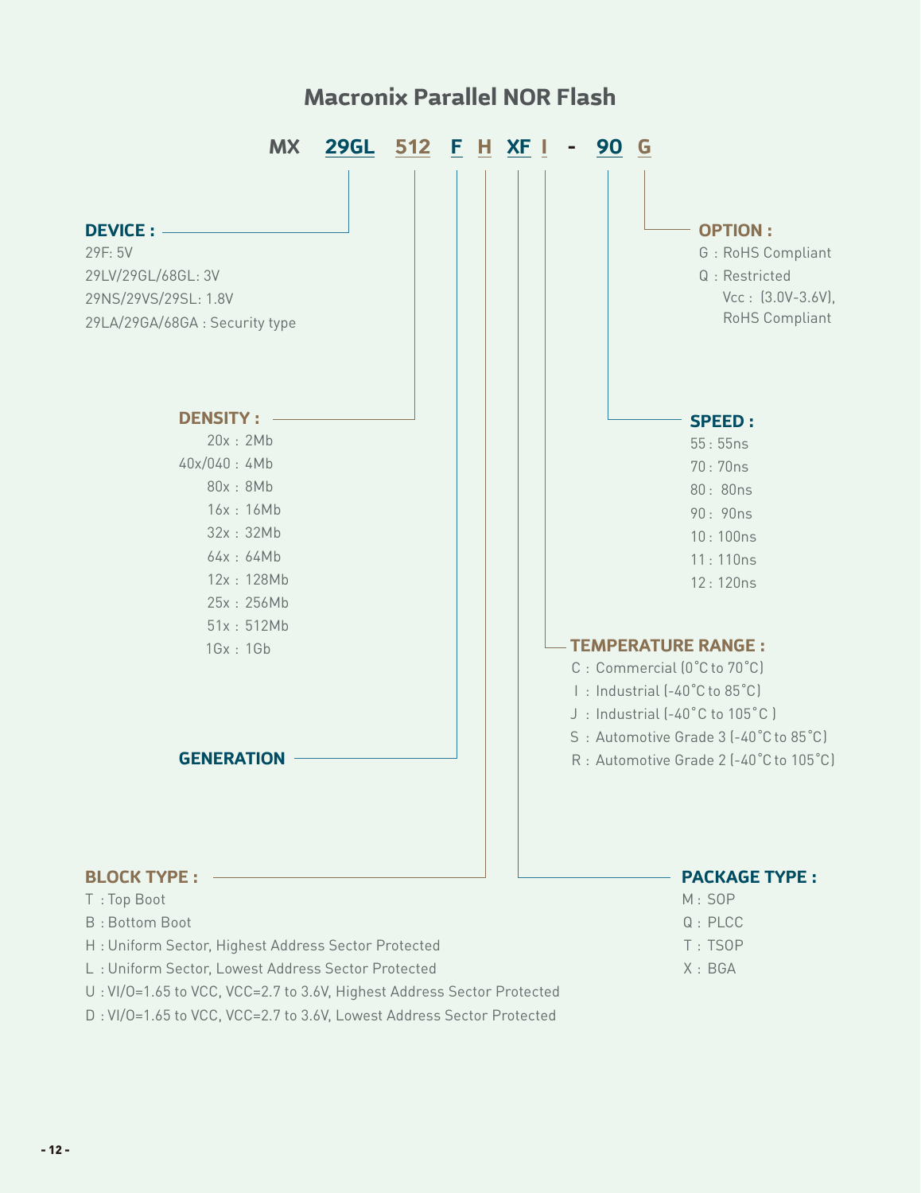# Macronix Parallel NOR Flash

**MX 29GL 512 F H XF I - 90 G**

**DEVICE :**

29F: 5V

29LV/29GL/68GL: 3V

29NS/29VS/29SL: 1.8V

29LA/29GA/68GA : Security type

**DENSITY :**

20x : 2Mb

40x/040 : 4Mb

80x : 8Mb

16x : 16Mb

32x : 32Mb

64x : 64Mb

12x : 128Mb

25x : 256Mb

51x : 512Mb

1Gx : 1Gb

**GENERATION**

**BLOCK TYPE :**

T : Top Boot

B : Bottom Boot

H : Uniform Sector, Highest Address Sector Protected

L : Uniform Sector, Lowest Address Sector Protected

U : VI/O=1.65 to VCC, VCC=2.7 to 3.6V, Highest Address Sector Protected

D : VI/O=1.65 to VCC, VCC=2.7 to 3.6V, Lowest Address Sector Protected

**OPTION :**

G : RoHS Compliant

Q : Restricted Vcc : (3.0V-3.6V), RoHS Compliant

**SPEED :**

55 : 55ns

70 : 70ns

80 : 80ns

90 : 90ns

10 : 100ns

11 : 110ns

12 : 120ns

**TEMPERATURE RANGE :**

C : Commercial (0˚C to 70˚C)

I : Industrial (-40˚C to 85˚C)

J : Industrial (-40˚C to 105˚C )

S : Automotive Grade 3 (-40˚C to 85˚C)

R : Automotive Grade 2 (-40˚C to 105˚C)

**PACKAGE TYPE :**

M : SOP

Q : PLCC

T : TSOP

X : BGA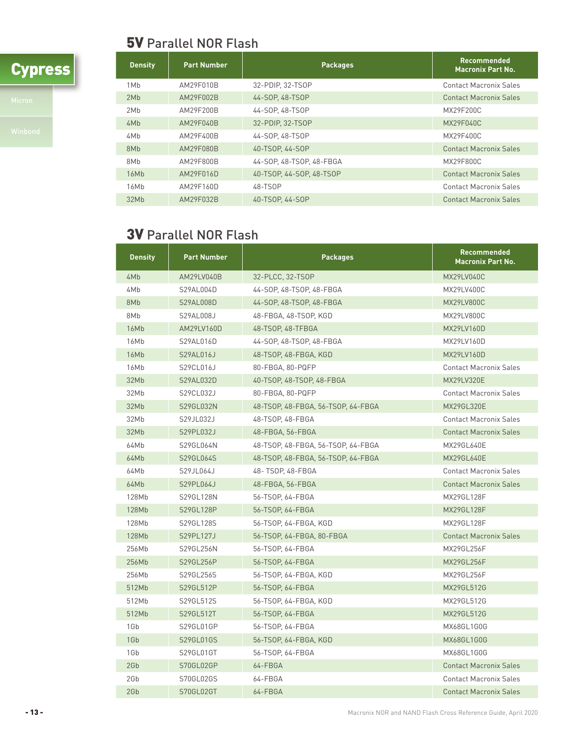Cypress

Micron

Winbond

## 5V Parallel NOR Flash

| Density | Part Number | Packages | Recommended Macronix Part No. |
|---|---|---|---|
| 1Mb | AM29F010B | 32-PDIP, 32-TSOP | Contact Macronix Sales |
| 2Mb | AM29F002B | 44-SOP, 48-TSOP | Contact Macronix Sales |
| 2Mb | AM29F200B | 44-SOP, 48-TSOP | MX29F200C |
| 4Mb | AM29F040B | 32-PDIP, 32-TSOP | MX29F040C |
| 4Mb | AM29F400B | 44-SOP, 48-TSOP | MX29F400C |
| 8Mb | AM29F080B | 40-TSOP, 44-SOP | Contact Macronix Sales |
| 8Mb | AM29F800B | 44-SOP, 48-TSOP, 48-FBGA | MX29F800C |
| 16Mb | AM29F016D | 40-TSOP, 44-SOP, 48-TSOP | Contact Macronix Sales |
| 16Mb | AM29F160D | 48-TSOP | Contact Macronix Sales |
| 32Mb | AM29F032B | 40-TSOP, 44-SOP | Contact Macronix Sales |

## 3V Parallel NOR Flash

| Density | Part Number | Packages | Recommended Macronix Part No. |
|---|---|---|---|
| 4Mb | AM29LV040B | 32-PLCC, 32-TSOP | MX29LV040C |
| 4Mb | S29AL004D | 44-SOP, 48-TSOP, 48-FBGA | MX29LV400C |
| 8Mb | S29AL008D | 44-SOP, 48-TSOP, 48-FBGA | MX29LV800C |
| 8Mb | S29AL008J | 48-FBGA, 48-TSOP, KGD | MX29LV800C |
| 16Mb | AM29LV160D | 48-TSOP, 48-TFBGA | MX29LV160D |
| 16Mb | S29AL016D | 44-SOP, 48-TSOP, 48-FBGA | MX29LV160D |
| 16Mb | S29AL016J | 48-TSOP, 48-FBGA, KGD | MX29LV160D |
| 16Mb | S29CL016J | 80-FBGA, 80-PQFP | Contact Macronix Sales |
| 32Mb | S29AL032D | 40-TSOP, 48-TSOP, 48-FBGA | MX29LV320E |
| 32Mb | S29CL032J | 80-FBGA, 80-PQFP | Contact Macronix Sales |
| 32Mb | S29GL032N | 48-TSOP, 48-FBGA, 56-TSOP, 64-FBGA | MX29GL320E |
| 32Mb | S29JL032J | 48-TSOP, 48-FBGA | Contact Macronix Sales |
| 32Mb | S29PL032J | 48-FBGA, 56-FBGA | Contact Macronix Sales |
| 64Mb | S29GL064N | 48-TSOP, 48-FBGA, 56-TSOP, 64-FBGA | MX29GL640E |
| 64Mb | S29GL064S | 48-TSOP, 48-FBGA, 56-TSOP, 64-FBGA | MX29GL640E |
| 64Mb | S29JL064J | 48- TSOP, 48-FBGA | Contact Macronix Sales |
| 64Mb | S29PL064J | 48-FBGA, 56-FBGA | Contact Macronix Sales |
| 128Mb | S29GL128N | 56-TSOP, 64-FBGA | MX29GL128F |
| 128Mb | S29GL128P | 56-TSOP, 64-FBGA | MX29GL128F |
| 128Mb | S29GL128S | 56-TSOP, 64-FBGA, KGD | MX29GL128F |
| 128Mb | S29PL127J | 56-TSOP, 64-FBGA, 80-FBGA | Contact Macronix Sales |
| 256Mb | S29GL256N | 56-TSOP, 64-FBGA | MX29GL256F |
| 256Mb | S29GL256P | 56-TSOP, 64-FBGA | MX29GL256F |
| 256Mb | S29GL256S | 56-TSOP, 64-FBGA, KGD | MX29GL256F |
| 512Mb | S29GL512P | 56-TSOP, 64-FBGA | MX29GL512G |
| 512Mb | S29GL512S | 56-TSOP, 64-FBGA, KGD | MX29GL512G |
| 512Mb | S29GL512T | 56-TSOP, 64-FBGA | MX29GL512G |
| 1Gb | S29GL01GP | 56-TSOP, 64-FBGA | MX68GL1G0G |
| 1Gb | S29GL01GS | 56-TSOP, 64-FBGA, KGD | MX68GL1G0G |
| 1Gb | S29GL01GT | 56-TSOP, 64-FBGA | MX68GL1G0G |
| 2Gb | S70GL02GP | 64-FBGA | Contact Macronix Sales |
| 2Gb | S70GL02GS | 64-FBGA | Contact Macronix Sales |
| 2Gb | S70GL02GT | 64-FBGA | Contact Macronix Sales |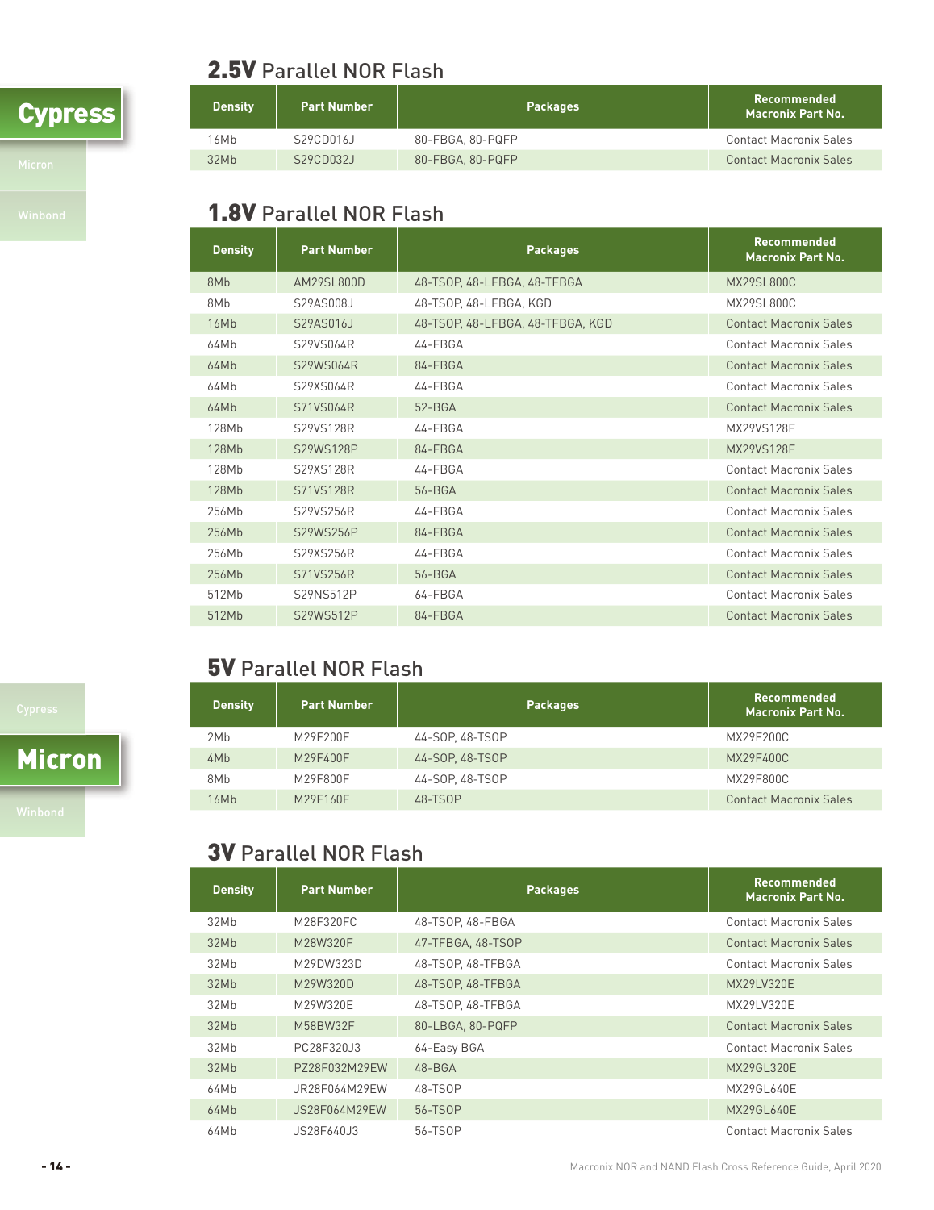Cypress

## 2.5V Parallel NOR Flash

| Density | Part Number | Packages | Recommended Macronix Part No. |
|---|---|---|---|
| 16Mb | S29CD016J | 80-FBGA, 80-PQFP | Contact Macronix Sales |
| 32Mb | S29CD032J | 80-FBGA, 80-PQFP | Contact Macronix Sales |

## 1.8V Parallel NOR Flash

| Density | Part Number | Packages | Recommended Macronix Part No. |
|---|---|---|---|
| 8Mb | AM29SL800D | 48-TSOP, 48-LFBGA, 48-TFBGA | MX29SL800C |
| 8Mb | S29AS008J | 48-TSOP, 48-LFBGA, KGD | MX29SL800C |
| 16Mb | S29AS016J | 48-TSOP, 48-LFBGA, 48-TFBGA, KGD | Contact Macronix Sales |
| 64Mb | S29VS064R | 44-FBGA | Contact Macronix Sales |
| 64Mb | S29WS064R | 84-FBGA | Contact Macronix Sales |
| 64Mb | S29XS064R | 44-FBGA | Contact Macronix Sales |
| 64Mb | S71VS064R | 52-BGA | Contact Macronix Sales |
| 128Mb | S29VS128R | 44-FBGA | MX29VS128F |
| 128Mb | S29WS128P | 84-FBGA | MX29VS128F |
| 128Mb | S29XS128R | 44-FBGA | Contact Macronix Sales |
| 128Mb | S71VS128R | 56-BGA | Contact Macronix Sales |
| 256Mb | S29VS256R | 44-FBGA | Contact Macronix Sales |
| 256Mb | S29WS256P | 84-FBGA | Contact Macronix Sales |
| 256Mb | S29XS256R | 44-FBGA | Contact Macronix Sales |
| 256Mb | S71VS256R | 56-BGA | Contact Macronix Sales |
| 512Mb | S29NS512P | 64-FBGA | Contact Macronix Sales |
| 512Mb | S29WS512P | 84-FBGA | Contact Macronix Sales |

Micron

## 5V Parallel NOR Flash

| Density | Part Number | Packages | Recommended Macronix Part No. |
|---|---|---|---|
| 2Mb | M29F200F | 44-SOP, 48-TSOP | MX29F200C |
| 4Mb | M29F400F | 44-SOP, 48-TSOP | MX29F400C |
| 8Mb | M29F800F | 44-SOP, 48-TSOP | MX29F800C |
| 16Mb | M29F160F | 48-TSOP | Contact Macronix Sales |

## 3V Parallel NOR Flash

| Density | Part Number | Packages | Recommended Macronix Part No. |
|---|---|---|---|
| 32Mb | M28F320FC | 48-TSOP, 48-FBGA | Contact Macronix Sales |
| 32Mb | M28W320F | 47-TFBGA, 48-TSOP | Contact Macronix Sales |
| 32Mb | M29DW323D | 48-TSOP, 48-TFBGA | Contact Macronix Sales |
| 32Mb | M29W320D | 48-TSOP, 48-TFBGA | MX29LV320E |
| 32Mb | M29W320E | 48-TSOP, 48-TFBGA | MX29LV320E |
| 32Mb | M58BW32F | 80-LBGA, 80-PQFP | Contact Macronix Sales |
| 32Mb | PC28F320J3 | 64-Easy BGA | Contact Macronix Sales |
| 32Mb | PZ28F032M29EW | 48-BGA | MX29GL320E |
| 64Mb | JR28F064M29EW | 48-TSOP | MX29GL640E |
| 64Mb | JS28F064M29EW | 56-TSOP | MX29GL640E |
| 64Mb | JS28F640J3 | 56-TSOP | Contact Macronix Sales |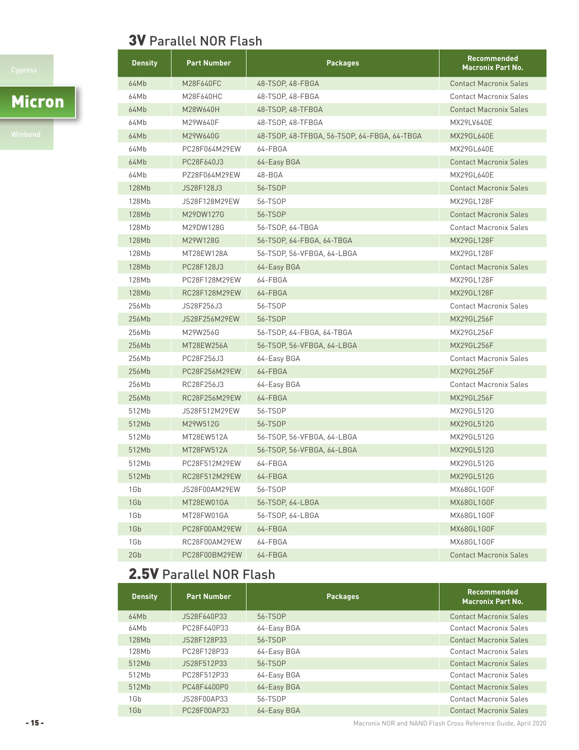Cypress

Micron

Winbond

## 3V Parallel NOR Flash

| Density | Part Number | Packages | Recommended Macronix Part No. |
|---|---|---|---|
| 64Mb | M28F640FC | 48-TSOP, 48-FBGA | Contact Macronix Sales |
| 64Mb | M28F640HC | 48-TSOP, 48-FBGA | Contact Macronix Sales |
| 64Mb | M28W640H | 48-TSOP, 48-TFBGA | Contact Macronix Sales |
| 64Mb | M29W640F | 48-TSOP, 48-TFBGA | MX29LV640E |
| 64Mb | M29W640G | 48-TSOP, 48-TFBGA, 56-TSOP, 64-FBGA, 64-TBGA | MX29GL640E |
| 64Mb | PC28F064M29EW | 64-FBGA | MX29GL640E |
| 64Mb | PC28F640J3 | 64-Easy BGA | Contact Macronix Sales |
| 64Mb | PZ28F064M29EW | 48-BGA | MX29GL640E |
| 128Mb | JS28F128J3 | 56-TSOP | Contact Macronix Sales |
| 128Mb | JS28F128M29EW | 56-TSOP | MX29GL128F |
| 128Mb | M29DW127G | 56-TSOP | Contact Macronix Sales |
| 128Mb | M29DW128G | 56-TSOP, 64-TBGA | Contact Macronix Sales |
| 128Mb | M29W128G | 56-TSOP, 64-FBGA, 64-TBGA | MX29GL128F |
| 128Mb | MT28EW128A | 56-TSOP, 56-VFBGA, 64-LBGA | MX29GL128F |
| 128Mb | PC28F128J3 | 64-Easy BGA | Contact Macronix Sales |
| 128Mb | PC28F128M29EW | 64-FBGA | MX29GL128F |
| 128Mb | RC28F128M29EW | 64-FBGA | MX29GL128F |
| 256Mb | JS28F256J3 | 56-TSOP | Contact Macronix Sales |
| 256Mb | JS28F256M29EW | 56-TSOP | MX29GL256F |
| 256Mb | M29W256G | 56-TSOP, 64-FBGA, 64-TBGA | MX29GL256F |
| 256Mb | MT28EW256A | 56-TSOP, 56-VFBGA, 64-LBGA | MX29GL256F |
| 256Mb | PC28F256J3 | 64-Easy BGA | Contact Macronix Sales |
| 256Mb | PC28F256M29EW | 64-FBGA | MX29GL256F |
| 256Mb | RC28F256J3 | 64-Easy BGA | Contact Macronix Sales |
| 256Mb | RC28F256M29EW | 64-FBGA | MX29GL256F |
| 512Mb | JS28F512M29EW | 56-TSOP | MX29GL512G |
| 512Mb | M29W512G | 56-TSOP | MX29GL512G |
| 512Mb | MT28EW512A | 56-TSOP, 56-VFBGA, 64-LBGA | MX29GL512G |
| 512Mb | MT28FW512A | 56-TSOP, 56-VFBGA, 64-LBGA | MX29GL512G |
| 512Mb | PC28F512M29EW | 64-FBGA | MX29GL512G |
| 512Mb | RC28F512M29EW | 64-FBGA | MX29GL512G |
| 1Gb | JS28F00AM29EW | 56-TSOP | MX68GL1G0F |
| 1Gb | MT28EW01GA | 56-TSOP, 64-LBGA | MX68GL1G0F |
| 1Gb | MT28FW01GA | 56-TSOP, 64-LBGA | MX68GL1G0F |
| 1Gb | PC28F00AM29EW | 64-FBGA | MX68GL1G0F |
| 1Gb | RC28F00AM29EW | 64-FBGA | MX68GL1G0F |
| 2Gb | PC28F00BM29EW | 64-FBGA | Contact Macronix Sales |

## 2.5V Parallel NOR Flash

| Density | Part Number | Packages | Recommended Macronix Part No. |
|---|---|---|---|
| 64Mb | JS28F640P33 | 56-TSOP | Contact Macronix Sales |
| 64Mb | PC28F640P33 | 64-Easy BGA | Contact Macronix Sales |
| 128Mb | JS28F128P33 | 56-TSOP | Contact Macronix Sales |
| 128Mb | PC28F128P33 | 64-Easy BGA | Contact Macronix Sales |
| 512Mb | JS28F512P33 | 56-TSOP | Contact Macronix Sales |
| 512Mb | PC28F512P33 | 64-Easy BGA | Contact Macronix Sales |
| 512Mb | PC48F4400P0 | 64-Easy BGA | Contact Macronix Sales |
| 1Gb | JS28F00AP33 | 56-TSOP | Contact Macronix Sales |
| 1Gb | PC28F00AP33 | 64-Easy BGA | Contact Macronix Sales |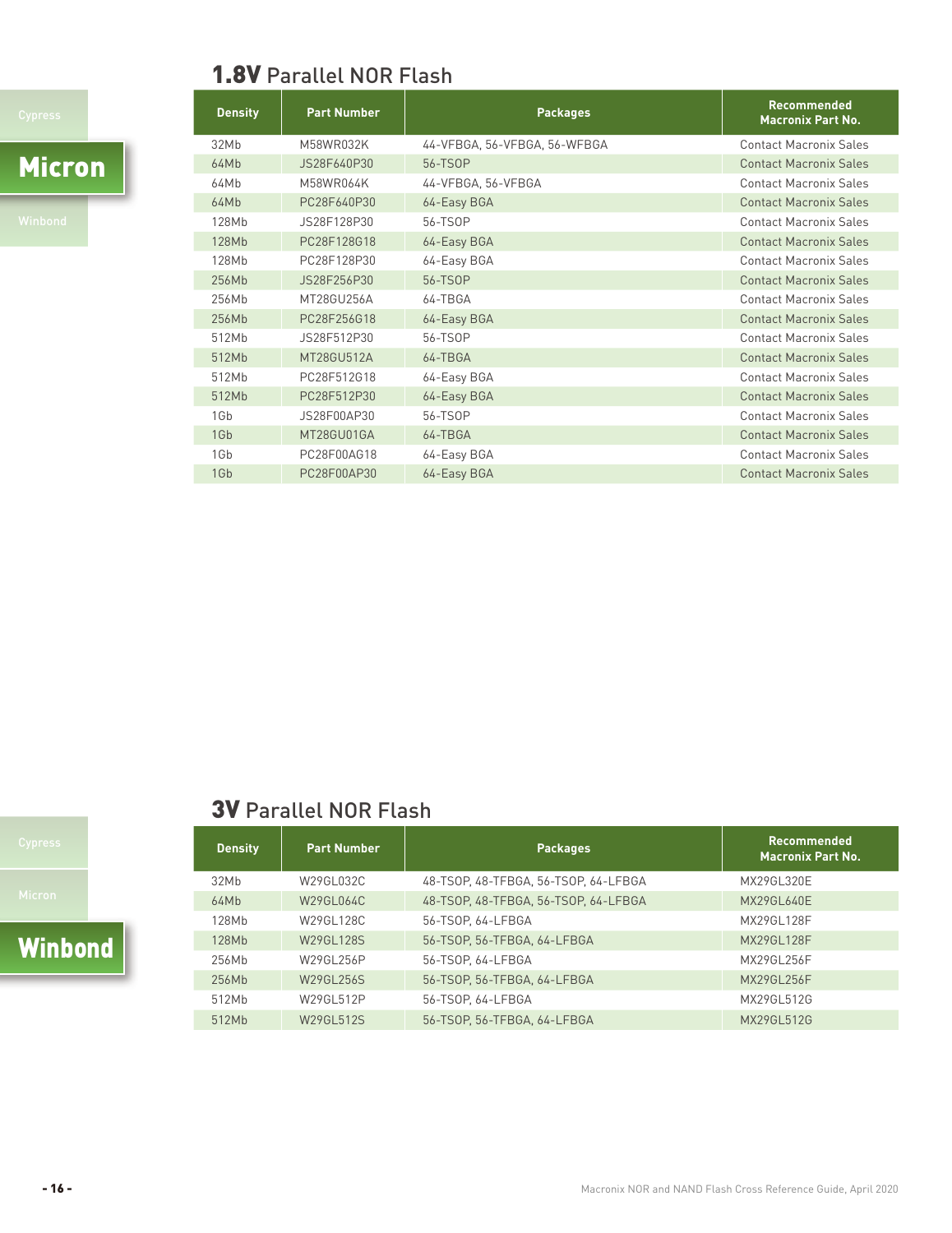Micron

## 1.8V Parallel NOR Flash

| Density | Part Number | Packages | Recommended Macronix Part No. |
|---|---|---|---|
| 32Mb | M58WR032K | 44-VFBGA, 56-VFBGA, 56-WFBGA | Contact Macronix Sales |
| 64Mb | JS28F640P30 | 56-TSOP | Contact Macronix Sales |
| 64Mb | M58WR064K | 44-VFBGA, 56-VFBGA | Contact Macronix Sales |
| 64Mb | PC28F640P30 | 64-Easy BGA | Contact Macronix Sales |
| 128Mb | JS28F128P30 | 56-TSOP | Contact Macronix Sales |
| 128Mb | PC28F128G18 | 64-Easy BGA | Contact Macronix Sales |
| 128Mb | PC28F128P30 | 64-Easy BGA | Contact Macronix Sales |
| 256Mb | JS28F256P30 | 56-TSOP | Contact Macronix Sales |
| 256Mb | MT28GU256A | 64-TBGA | Contact Macronix Sales |
| 256Mb | PC28F256G18 | 64-Easy BGA | Contact Macronix Sales |
| 512Mb | JS28F512P30 | 56-TSOP | Contact Macronix Sales |
| 512Mb | MT28GU512A | 64-TBGA | Contact Macronix Sales |
| 512Mb | PC28F512G18 | 64-Easy BGA | Contact Macronix Sales |
| 512Mb | PC28F512P30 | 64-Easy BGA | Contact Macronix Sales |
| 1Gb | JS28F00AP30 | 56-TSOP | Contact Macronix Sales |
| 1Gb | MT28GU01GA | 64-TBGA | Contact Macronix Sales |
| 1Gb | PC28F00AG18 | 64-Easy BGA | Contact Macronix Sales |
| 1Gb | PC28F00AP30 | 64-Easy BGA | Contact Macronix Sales |

Winbond

## 3V Parallel NOR Flash

| Density | Part Number | Packages | Recommended Macronix Part No. |
|---|---|---|---|
| 32Mb | W29GL032C | 48-TSOP, 48-TFBGA, 56-TSOP, 64-LFBGA | MX29GL320E |
| 64Mb | W29GL064C | 48-TSOP, 48-TFBGA, 56-TSOP, 64-LFBGA | MX29GL640E |
| 128Mb | W29GL128C | 56-TSOP, 64-LFBGA | MX29GL128F |
| 128Mb | W29GL128S | 56-TSOP, 56-TFBGA, 64-LFBGA | MX29GL128F |
| 256Mb | W29GL256P | 56-TSOP, 64-LFBGA | MX29GL256F |
| 256Mb | W29GL256S | 56-TSOP, 56-TFBGA, 64-LFBGA | MX29GL256F |
| 512Mb | W29GL512P | 56-TSOP, 64-LFBGA | MX29GL512G |
| 512Mb | W29GL512S | 56-TSOP, 56-TFBGA, 64-LFBGA | MX29GL512G |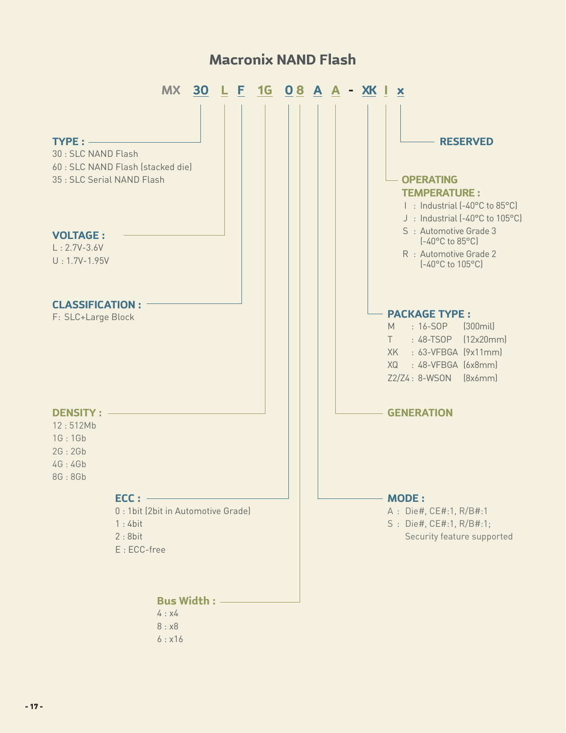# Macronix NAND Flash

**MX 30 L F 1G 0 8 A A - XK I x**

**TYPE :**
- 30 : SLC NAND Flash
- 60 : SLC NAND Flash (stacked die)
- 35 : SLC Serial NAND Flash

**VOLTAGE :**
- L : 2.7V-3.6V
- U : 1.7V-1.95V

**CLASSIFICATION :**
- F: SLC+Large Block

**DENSITY :**
- 12 : 512Mb
- 1G : 1Gb
- 2G : 2Gb
- 4G : 4Gb
- 8G : 8Gb

**ECC :**
- 0 : 1bit (2bit in Automotive Grade)
- 1 : 4bit
- 2 : 8bit
- E : ECC-free

**Bus Width :**
- 4 : x4
- 8 : x8
- 6 : x16

**MODE :**
- A : Die#, CE#:1, R/B#:1
- S : Die#, CE#:1, R/B#:1; Security feature supported

**GENERATION**

**PACKAGE TYPE :**
- M : 16-SOP (300mil)
- T : 48-TSOP (12x20mm)
- XK : 63-VFBGA (9x11mm)
- XQ : 48-VFBGA (6x8mm)
- Z2/Z4 : 8-WSON (8x6mm)

**OPERATING TEMPERATURE :**
- I : Industrial (-40°C to 85°C)
- J : Industrial (-40°C to 105°C)
- S : Automotive Grade 3 (-40°C to 85°C)
- R : Automotive Grade 2 (-40°C to 105°C)

**RESERVED**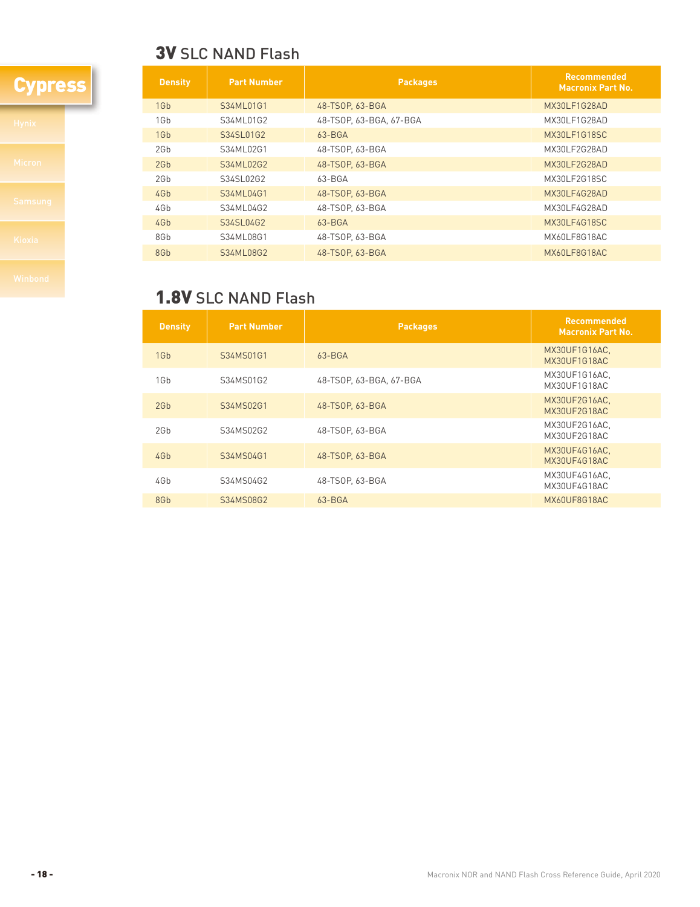Cypress

Hynix

Micron

Samsung

Kioxia

Winbond

## 3V SLC NAND Flash

| Density | Part Number | Packages | Recommended Macronix Part No. |
| --- | --- | --- | --- |
| 1Gb | S34ML01G1 | 48-TSOP, 63-BGA | MX30LF1G28AD |
| 1Gb | S34ML01G2 | 48-TSOP, 63-BGA, 67-BGA | MX30LF1G28AD |
| 1Gb | S34SL01G2 | 63-BGA | MX30LF1G18SC |
| 2Gb | S34ML02G1 | 48-TSOP, 63-BGA | MX30LF2G28AD |
| 2Gb | S34ML02G2 | 48-TSOP, 63-BGA | MX30LF2G28AD |
| 2Gb | S34SL02G2 | 63-BGA | MX30LF2G18SC |
| 4Gb | S34ML04G1 | 48-TSOP, 63-BGA | MX30LF4G28AD |
| 4Gb | S34ML04G2 | 48-TSOP, 63-BGA | MX30LF4G28AD |
| 4Gb | S34SL04G2 | 63-BGA | MX30LF4G18SC |
| 8Gb | S34ML08G1 | 48-TSOP, 63-BGA | MX60LF8G18AC |
| 8Gb | S34ML08G2 | 48-TSOP, 63-BGA | MX60LF8G18AC |

## 1.8V SLC NAND Flash

| Density | Part Number | Packages | Recommended Macronix Part No. |
| --- | --- | --- | --- |
| 1Gb | S34MS01G1 | 63-BGA | MX30UF1G16AC, MX30UF1G18AC |
| 1Gb | S34MS01G2 | 48-TSOP, 63-BGA, 67-BGA | MX30UF1G16AC, MX30UF1G18AC |
| 2Gb | S34MS02G1 | 48-TSOP, 63-BGA | MX30UF2G16AC, MX30UF2G18AC |
| 2Gb | S34MS02G2 | 48-TSOP, 63-BGA | MX30UF2G16AC, MX30UF2G18AC |
| 4Gb | S34MS04G1 | 48-TSOP, 63-BGA | MX30UF4G16AC, MX30UF4G18AC |
| 4Gb | S34MS04G2 | 48-TSOP, 63-BGA | MX30UF4G16AC, MX30UF4G18AC |
| 8Gb | S34MS08G2 | 63-BGA | MX60UF8G18AC |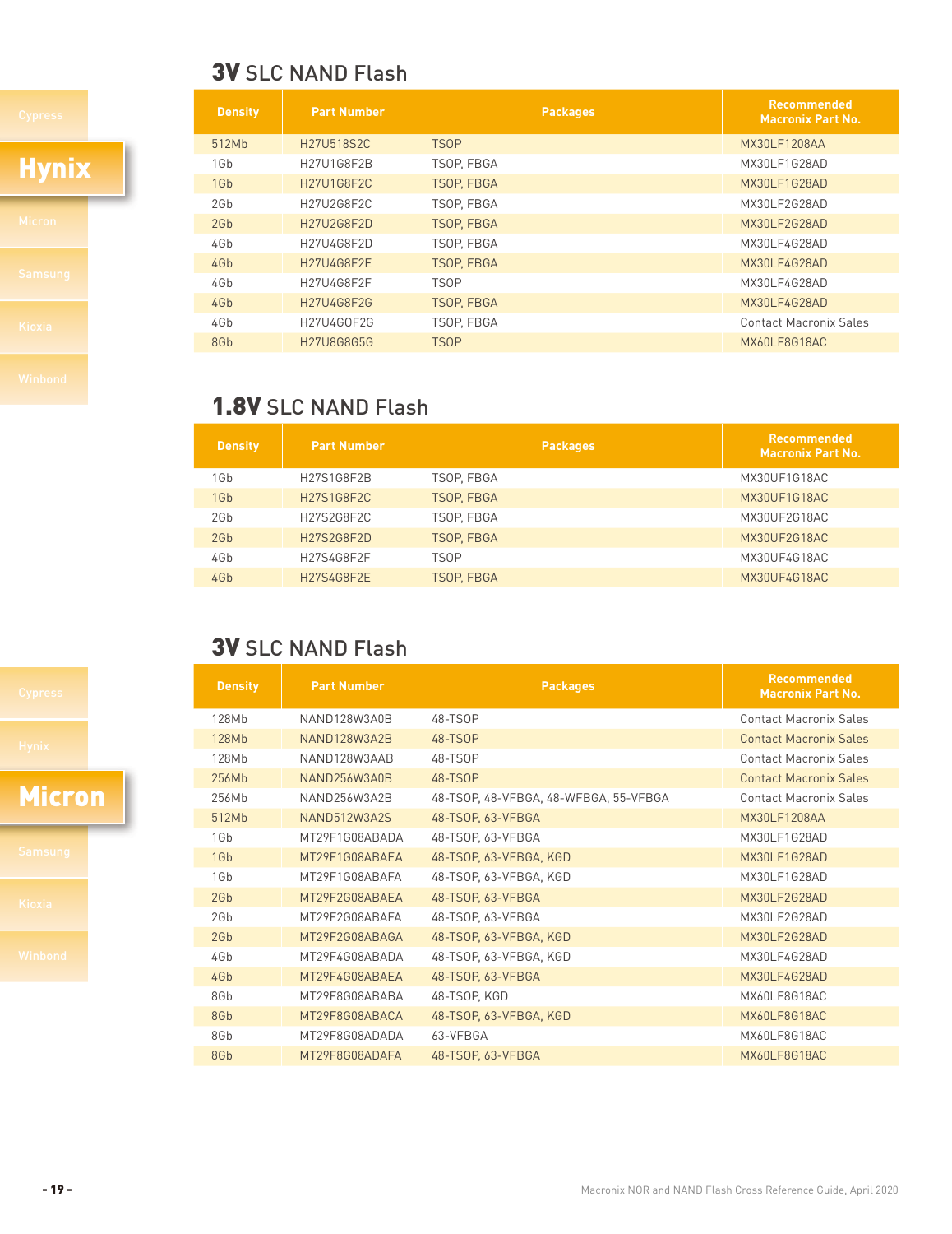## 3V SLC NAND Flash

| Density | Part Number | Packages | Recommended Macronix Part No. |
|---|---|---|---|
| 512Mb | H27U518S2C | TSOP | MX30LF1208AA |
| 1Gb | H27U1G8F2B | TSOP, FBGA | MX30LF1G28AD |
| 1Gb | H27U1G8F2C | TSOP, FBGA | MX30LF1G28AD |
| 2Gb | H27U2G8F2C | TSOP, FBGA | MX30LF2G28AD |
| 2Gb | H27U2G8F2D | TSOP, FBGA | MX30LF2G28AD |
| 4Gb | H27U4G8F2D | TSOP, FBGA | MX30LF4G28AD |
| 4Gb | H27U4G8F2E | TSOP, FBGA | MX30LF4G28AD |
| 4Gb | H27U4G8F2F | TSOP | MX30LF4G28AD |
| 4Gb | H27U4G8F2G | TSOP, FBGA | MX30LF4G28AD |
| 4Gb | H27U4GOF2G | TSOP, FBGA | Contact Macronix Sales |
| 8Gb | H27U8G8G5G | TSOP | MX60LF8G18AC |

## 1.8V SLC NAND Flash

| Density | Part Number | Packages | Recommended Macronix Part No. |
|---|---|---|---|
| 1Gb | H27S1G8F2B | TSOP, FBGA | MX30UF1G18AC |
| 1Gb | H27S1G8F2C | TSOP, FBGA | MX30UF1G18AC |
| 2Gb | H27S2G8F2C | TSOP, FBGA | MX30UF2G18AC |
| 2Gb | H27S2G8F2D | TSOP, FBGA | MX30UF2G18AC |
| 4Gb | H27S4G8F2F | TSOP | MX30UF4G18AC |
| 4Gb | H27S4G8F2E | TSOP, FBGA | MX30UF4G18AC |

## 3V SLC NAND Flash

| Density | Part Number | Packages | Recommended Macronix Part No. |
|---|---|---|---|
| 128Mb | NAND128W3A0B | 48-TSOP | Contact Macronix Sales |
| 128Mb | NAND128W3A2B | 48-TSOP | Contact Macronix Sales |
| 128Mb | NAND128W3AAB | 48-TSOP | Contact Macronix Sales |
| 256Mb | NAND256W3A0B | 48-TSOP | Contact Macronix Sales |
| 256Mb | NAND256W3A2B | 48-TSOP, 48-VFBGA, 48-WFBGA, 55-VFBGA | Contact Macronix Sales |
| 512Mb | NAND512W3A2S | 48-TSOP, 63-VFBGA | MX30LF1208AA |
| 1Gb | MT29F1G08ABADA | 48-TSOP, 63-VFBGA | MX30LF1G28AD |
| 1Gb | MT29F1G08ABAEA | 48-TSOP, 63-VFBGA, KGD | MX30LF1G28AD |
| 1Gb | MT29F1G08ABAFA | 48-TSOP, 63-VFBGA, KGD | MX30LF1G28AD |
| 2Gb | MT29F2G08ABAEA | 48-TSOP, 63-VFBGA | MX30LF2G28AD |
| 2Gb | MT29F2G08ABAFA | 48-TSOP, 63-VFBGA | MX30LF2G28AD |
| 2Gb | MT29F2G08ABAGA | 48-TSOP, 63-VFBGA, KGD | MX30LF2G28AD |
| 4Gb | MT29F4G08ABADA | 48-TSOP, 63-VFBGA, KGD | MX30LF4G28AD |
| 4Gb | MT29F4G08ABAEA | 48-TSOP, 63-VFBGA | MX30LF4G28AD |
| 8Gb | MT29F8G08ABABA | 48-TSOP, KGD | MX60LF8G18AC |
| 8Gb | MT29F8G08ABACA | 48-TSOP, 63-VFBGA, KGD | MX60LF8G18AC |
| 8Gb | MT29F8G08ADADA | 63-VFBGA | MX60LF8G18AC |
| 8Gb | MT29F8G08ADAFA | 48-TSOP, 63-VFBGA | MX60LF8G18AC |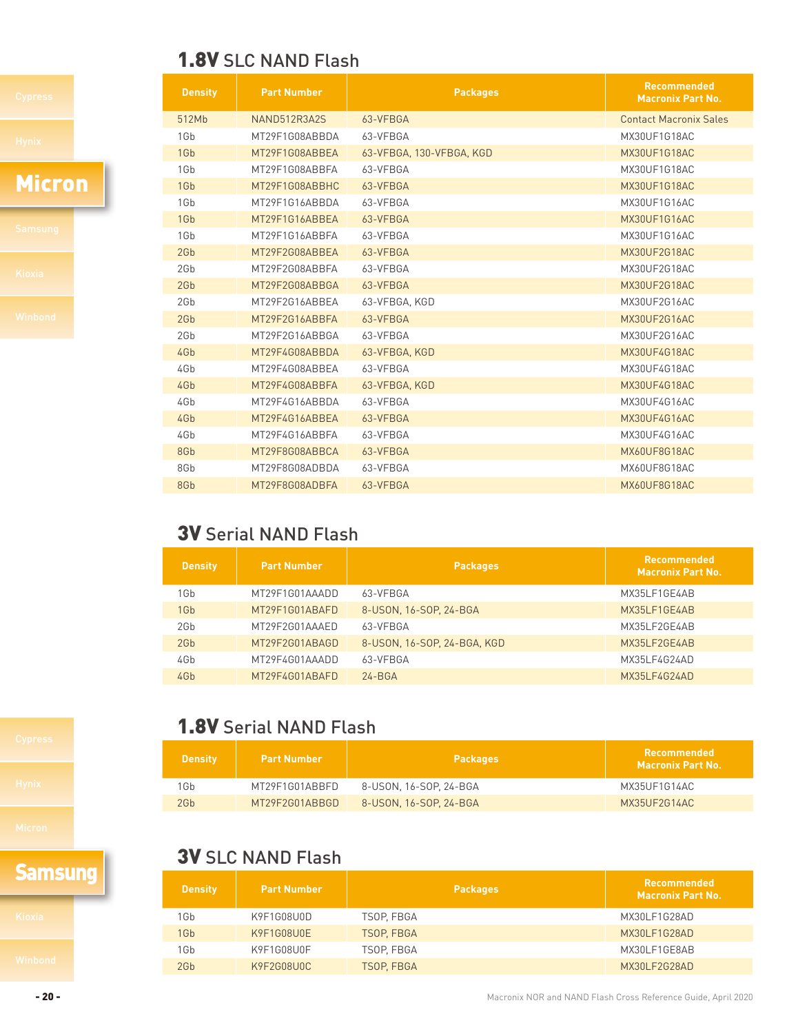## 1.8V SLC NAND Flash

| Density | Part Number | Packages | Recommended Macronix Part No. |
|---|---|---|---|
| 512Mb | NAND512R3A2S | 63-VFBGA | Contact Macronix Sales |
| 1Gb | MT29F1G08ABBDA | 63-VFBGA | MX30UF1G18AC |
| 1Gb | MT29F1G08ABBEA | 63-VFBGA, 130-VFBGA, KGD | MX30UF1G18AC |
| 1Gb | MT29F1G08ABBFA | 63-VFBGA | MX30UF1G18AC |
| 1Gb | MT29F1G08ABBHC | 63-VFBGA | MX30UF1G18AC |
| 1Gb | MT29F1G16ABBDA | 63-VFBGA | MX30UF1G16AC |
| 1Gb | MT29F1G16ABBEA | 63-VFBGA | MX30UF1G16AC |
| 1Gb | MT29F1G16ABBFA | 63-VFBGA | MX30UF1G16AC |
| 2Gb | MT29F2G08ABBEA | 63-VFBGA | MX30UF2G18AC |
| 2Gb | MT29F2G08ABBFA | 63-VFBGA | MX30UF2G18AC |
| 2Gb | MT29F2G08ABBGA | 63-VFBGA | MX30UF2G18AC |
| 2Gb | MT29F2G16ABBEA | 63-VFBGA, KGD | MX30UF2G16AC |
| 2Gb | MT29F2G16ABBFA | 63-VFBGA | MX30UF2G16AC |
| 2Gb | MT29F2G16ABBGA | 63-VFBGA | MX30UF2G16AC |
| 4Gb | MT29F4G08ABBDA | 63-VFBGA, KGD | MX30UF4G18AC |
| 4Gb | MT29F4G08ABBEA | 63-VFBGA | MX30UF4G18AC |
| 4Gb | MT29F4G08ABBFA | 63-VFBGA, KGD | MX30UF4G18AC |
| 4Gb | MT29F4G16ABBDA | 63-VFBGA | MX30UF4G16AC |
| 4Gb | MT29F4G16ABBEA | 63-VFBGA | MX30UF4G16AC |
| 4Gb | MT29F4G16ABBFA | 63-VFBGA | MX30UF4G16AC |
| 8Gb | MT29F8G08ABBCA | 63-VFBGA | MX60UF8G18AC |
| 8Gb | MT29F8G08ADBDA | 63-VFBGA | MX60UF8G18AC |
| 8Gb | MT29F8G08ADBFA | 63-VFBGA | MX60UF8G18AC |

## 3V Serial NAND Flash

| Density | Part Number | Packages | Recommended Macronix Part No. |
|---|---|---|---|
| 1Gb | MT29F1G01AAADD | 63-VFBGA | MX35LF1GE4AB |
| 1Gb | MT29F1G01ABAFD | 8-USON, 16-SOP, 24-BGA | MX35LF1GE4AB |
| 2Gb | MT29F2G01AAAED | 63-VFBGA | MX35LF2GE4AB |
| 2Gb | MT29F2G01ABAGD | 8-USON, 16-SOP, 24-BGA, KGD | MX35LF2GE4AB |
| 4Gb | MT29F4G01AAADD | 63-VFBGA | MX35LF4G24AD |
| 4Gb | MT29F4G01ABAFD | 24-BGA | MX35LF4G24AD |

## 1.8V Serial NAND Flash

| Density | Part Number | Packages | Recommended Macronix Part No. |
|---|---|---|---|
| 1Gb | MT29F1G01ABBFD | 8-USON, 16-SOP, 24-BGA | MX35UF1G14AC |
| 2Gb | MT29F2G01ABBGD | 8-USON, 16-SOP, 24-BGA | MX35UF2G14AC |

## 3V SLC NAND Flash

| Density | Part Number | Packages | Recommended Macronix Part No. |
|---|---|---|---|
| 1Gb | K9F1G08U0D | TSOP, FBGA | MX30LF1G28AD |
| 1Gb | K9F1G08U0E | TSOP, FBGA | MX30LF1G28AD |
| 1Gb | K9F1G08U0F | TSOP, FBGA | MX30LF1GE8AB |
| 2Gb | K9F2G08U0C | TSOP, FBGA | MX30LF2G28AD |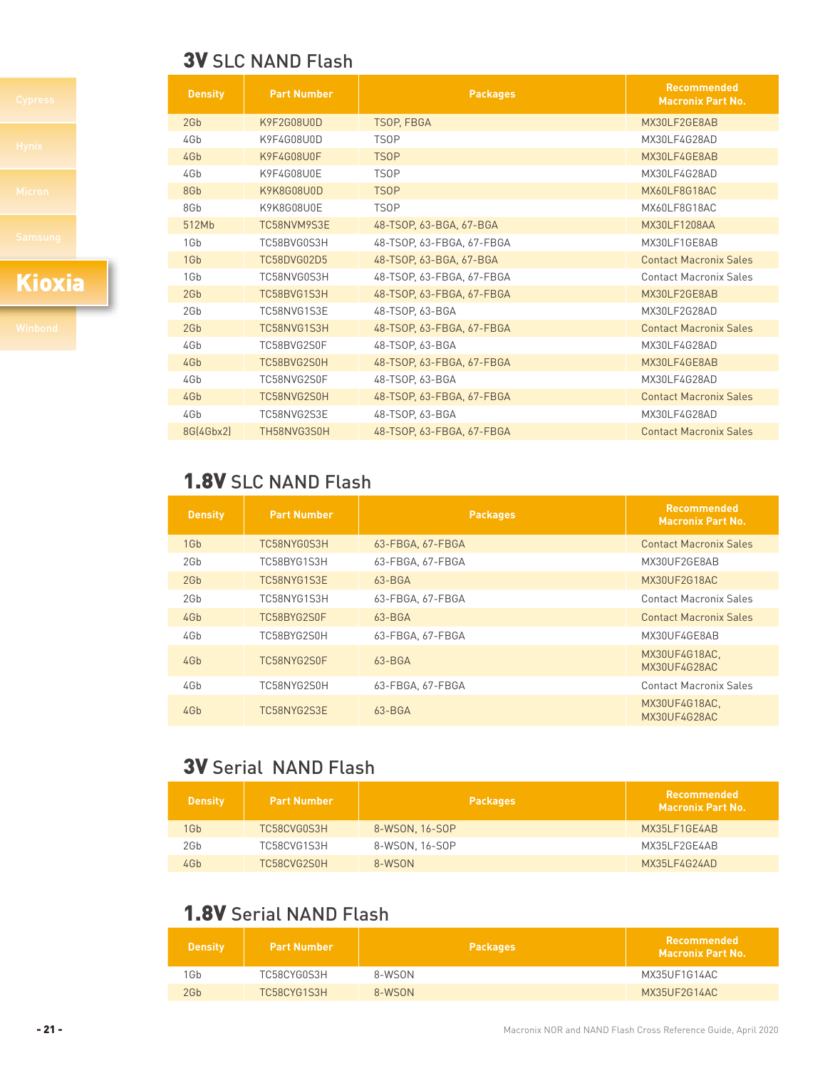## 3V SLC NAND Flash

| Density | Part Number | Packages | Recommended Macronix Part No. |
|---|---|---|---|
| 2Gb | K9F2G08U0D | TSOP, FBGA | MX30LF2GE8AB |
| 4Gb | K9F4G08U0D | TSOP | MX30LF4G28AD |
| 4Gb | K9F4G08U0F | TSOP | MX30LF4GE8AB |
| 4Gb | K9F4G08U0E | TSOP | MX30LF4G28AD |
| 8Gb | K9K8G08U0D | TSOP | MX60LF8G18AC |
| 8Gb | K9K8G08U0E | TSOP | MX60LF8G18AC |
| 512Mb | TC58NVM9S3E | 48-TSOP, 63-BGA, 67-BGA | MX30LF1208AA |
| 1Gb | TC58BVG0S3H | 48-TSOP, 63-FBGA, 67-FBGA | MX30LF1GE8AB |
| 1Gb | TC58DVG02D5 | 48-TSOP, 63-BGA, 67-BGA | Contact Macronix Sales |
| 1Gb | TC58NVG0S3H | 48-TSOP, 63-FBGA, 67-FBGA | Contact Macronix Sales |
| 2Gb | TC58BVG1S3H | 48-TSOP, 63-FBGA, 67-FBGA | MX30LF2GE8AB |
| 2Gb | TC58NVG1S3E | 48-TSOP, 63-BGA | MX30LF2G28AD |
| 2Gb | TC58NVG1S3H | 48-TSOP, 63-FBGA, 67-FBGA | Contact Macronix Sales |
| 4Gb | TC58BVG2S0F | 48-TSOP, 63-BGA | MX30LF4G28AD |
| 4Gb | TC58BVG2S0H | 48-TSOP, 63-FBGA, 67-FBGA | MX30LF4GE8AB |
| 4Gb | TC58NVG2S0F | 48-TSOP, 63-BGA | MX30LF4G28AD |
| 4Gb | TC58NVG2S0H | 48-TSOP, 63-FBGA, 67-FBGA | Contact Macronix Sales |
| 4Gb | TC58NVG2S3E | 48-TSOP, 63-BGA | MX30LF4G28AD |
| 8G(4Gbx2) | TH58NVG3S0H | 48-TSOP, 63-FBGA, 67-FBGA | Contact Macronix Sales |

## 1.8V SLC NAND Flash

| Density | Part Number | Packages | Recommended Macronix Part No. |
|---|---|---|---|
| 1Gb | TC58NYG0S3H | 63-FBGA, 67-FBGA | Contact Macronix Sales |
| 2Gb | TC58BYG1S3H | 63-FBGA, 67-FBGA | MX30UF2GE8AB |
| 2Gb | TC58NYG1S3E | 63-BGA | MX30UF2G18AC |
| 2Gb | TC58NYG1S3H | 63-FBGA, 67-FBGA | Contact Macronix Sales |
| 4Gb | TC58BYG2S0F | 63-BGA | Contact Macronix Sales |
| 4Gb | TC58BYG2S0H | 63-FBGA, 67-FBGA | MX30UF4GE8AB |
| 4Gb | TC58NYG2S0F | 63-BGA | MX30UF4G18AC, MX30UF4G28AC |
| 4Gb | TC58NYG2S0H | 63-FBGA, 67-FBGA | Contact Macronix Sales |
| 4Gb | TC58NYG2S3E | 63-BGA | MX30UF4G18AC, MX30UF4G28AC |

## 3V Serial NAND Flash

| Density | Part Number | Packages | Recommended Macronix Part No. |
|---|---|---|---|
| 1Gb | TC58CVG0S3H | 8-WSON, 16-SOP | MX35LF1GE4AB |
| 2Gb | TC58CVG1S3H | 8-WSON, 16-SOP | MX35LF2GE4AB |
| 4Gb | TC58CVG2S0H | 8-WSON | MX35LF4G24AD |

## 1.8V Serial NAND Flash

| Density | Part Number | Packages | Recommended Macronix Part No. |
|---|---|---|---|
| 1Gb | TC58CYG0S3H | 8-WSON | MX35UF1G14AC |
| 2Gb | TC58CYG1S3H | 8-WSON | MX35UF2G14AC |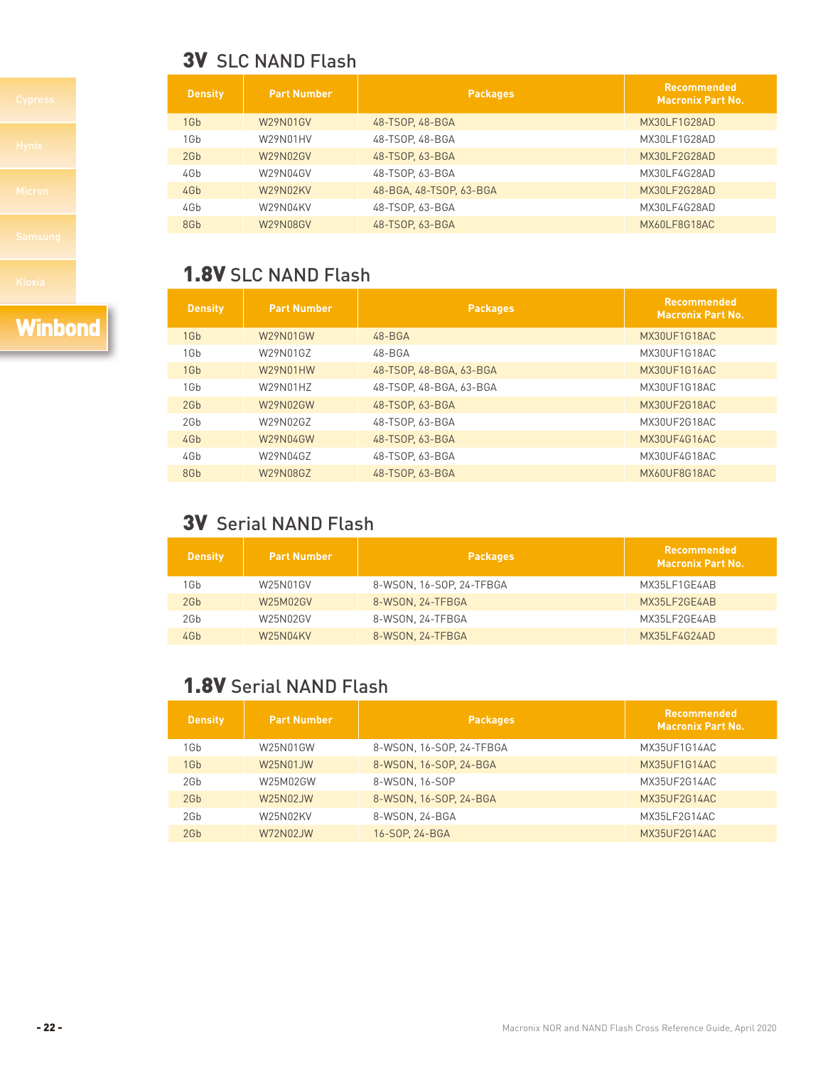Cypress

Hynix

Micron

Samsung

Kioxia

**Winbond**

## 3V SLC NAND Flash

| Density | Part Number | Packages | Recommended Macronix Part No. |
|---|---|---|---|
| 1Gb | W29N01GV | 48-TSOP, 48-BGA | MX30LF1G28AD |
| 1Gb | W29N01HV | 48-TSOP, 48-BGA | MX30LF1G28AD |
| 2Gb | W29N02GV | 48-TSOP, 63-BGA | MX30LF2G28AD |
| 4Gb | W29N04GV | 48-TSOP, 63-BGA | MX30LF4G28AD |
| 4Gb | W29N02KV | 48-BGA, 48-TSOP, 63-BGA | MX30LF2G28AD |
| 4Gb | W29N04KV | 48-TSOP, 63-BGA | MX30LF4G28AD |
| 8Gb | W29N08GV | 48-TSOP, 63-BGA | MX60LF8G18AC |

## 1.8V SLC NAND Flash

| Density | Part Number | Packages | Recommended Macronix Part No. |
|---|---|---|---|
| 1Gb | W29N01GW | 48-BGA | MX30UF1G18AC |
| 1Gb | W29N01GZ | 48-BGA | MX30UF1G18AC |
| 1Gb | W29N01HW | 48-TSOP, 48-BGA, 63-BGA | MX30UF1G16AC |
| 1Gb | W29N01HZ | 48-TSOP, 48-BGA, 63-BGA | MX30UF1G18AC |
| 2Gb | W29N02GW | 48-TSOP, 63-BGA | MX30UF2G18AC |
| 2Gb | W29N02GZ | 48-TSOP, 63-BGA | MX30UF2G18AC |
| 4Gb | W29N04GW | 48-TSOP, 63-BGA | MX30UF4G16AC |
| 4Gb | W29N04GZ | 48-TSOP, 63-BGA | MX30UF4G18AC |
| 8Gb | W29N08GZ | 48-TSOP, 63-BGA | MX60UF8G18AC |

## 3V Serial NAND Flash

| Density | Part Number | Packages | Recommended Macronix Part No. |
|---|---|---|---|
| 1Gb | W25N01GV | 8-WSON, 16-SOP, 24-TFBGA | MX35LF1GE4AB |
| 2Gb | W25M02GV | 8-WSON, 24-TFBGA | MX35LF2GE4AB |
| 2Gb | W25N02GV | 8-WSON, 24-TFBGA | MX35LF2GE4AB |
| 4Gb | W25N04KV | 8-WSON, 24-TFBGA | MX35LF4G24AD |

## 1.8V Serial NAND Flash

| Density | Part Number | Packages | Recommended Macronix Part No. |
|---|---|---|---|
| 1Gb | W25N01GW | 8-WSON, 16-SOP, 24-TFBGA | MX35UF1G14AC |
| 1Gb | W25N01JW | 8-WSON, 16-SOP, 24-BGA | MX35UF1G14AC |
| 2Gb | W25M02GW | 8-WSON, 16-SOP | MX35UF2G14AC |
| 2Gb | W25N02JW | 8-WSON, 16-SOP, 24-BGA | MX35UF2G14AC |
| 2Gb | W25N02KV | 8-WSON, 24-BGA | MX35LF2G14AC |
| 2Gb | W72N02JW | 16-SOP, 24-BGA | MX35UF2G14AC |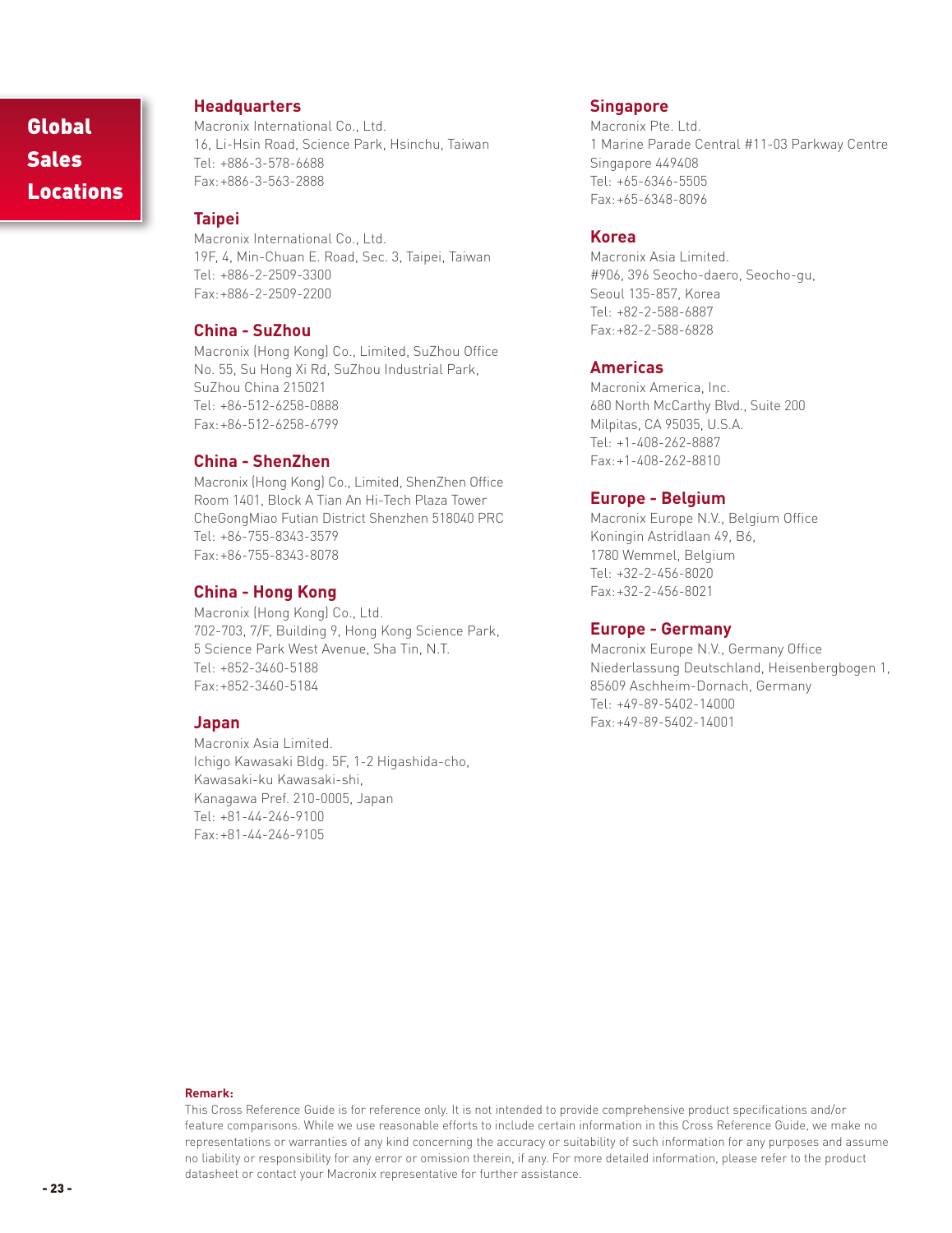# Global Sales Locations

## Headquarters

Macronix International Co., Ltd.
16, Li-Hsin Road, Science Park, Hsinchu, Taiwan
Tel: +886-3-578-6688
Fax:+886-3-563-2888

## Taipei

Macronix International Co., Ltd.
19F, 4, Min-Chuan E. Road, Sec. 3, Taipei, Taiwan
Tel: +886-2-2509-3300
Fax:+886-2-2509-2200

## China - SuZhou

Macronix (Hong Kong) Co., Limited, SuZhou Office
No. 55, Su Hong Xi Rd, SuZhou Industrial Park,
SuZhou China 215021
Tel: +86-512-6258-0888
Fax:+86-512-6258-6799

## China - ShenZhen

Macronix (Hong Kong) Co., Limited, ShenZhen Office
Room 1401, Block A Tian An Hi-Tech Plaza Tower
CheGongMiao Futian District Shenzhen 518040 PRC
Tel: +86-755-8343-3579
Fax:+86-755-8343-8078

## China - Hong Kong

Macronix (Hong Kong) Co., Ltd.
702-703, 7/F, Building 9, Hong Kong Science Park,
5 Science Park West Avenue, Sha Tin, N.T.
Tel: +852-3460-5188
Fax:+852-3460-5184

## Japan

Macronix Asia Limited.
Ichigo Kawasaki Bldg. 5F, 1-2 Higashida-cho,
Kawasaki-ku Kawasaki-shi,
Kanagawa Pref. 210-0005, Japan
Tel: +81-44-246-9100
Fax:+81-44-246-9105

## Singapore

Macronix Pte. Ltd.
1 Marine Parade Central #11-03 Parkway Centre
Singapore 449408
Tel: +65-6346-5505
Fax:+65-6348-8096

## Korea

Macronix Asia Limited.
#906, 396 Seocho-daero, Seocho-gu,
Seoul 135-857, Korea
Tel: +82-2-588-6887
Fax:+82-2-588-6828

## Americas

Macronix America, Inc.
680 North McCarthy Blvd., Suite 200
Milpitas, CA 95035, U.S.A.
Tel: +1-408-262-8887
Fax:+1-408-262-8810

## Europe - Belgium

Macronix Europe N.V., Belgium Office
Koningin Astridlaan 49, B6,
1780 Wemmel, Belgium
Tel: +32-2-456-8020
Fax:+32-2-456-8021

## Europe - Germany

Macronix Europe N.V., Germany Office
Niederlassung Deutschland, Heisenbergbogen 1,
85609 Aschheim-Dornach, Germany
Tel: +49-89-5402-14000
Fax:+49-89-5402-14001

**Remark:**
This Cross Reference Guide is for reference only. It is not intended to provide comprehensive product specifications and/or feature comparisons. While we use reasonable efforts to include certain information in this Cross Reference Guide, we make no representations or warranties of any kind concerning the accuracy or suitability of such information for any purposes and assume no liability or responsibility for any error or omission therein, if any. For more detailed information, please refer to the product datasheet or contact your Macronix representative for further assistance.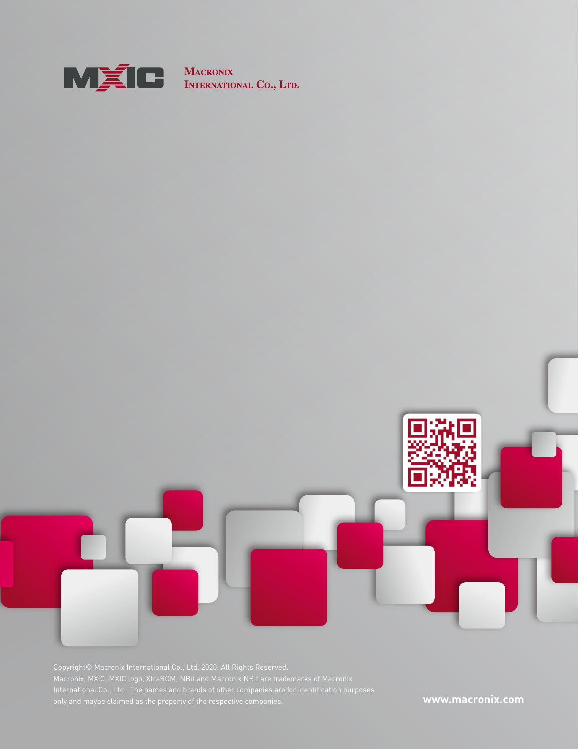MACRONIX INTERNATIONAL CO., LTD.

Copyright© Macronix International Co., Ltd. 2020. All Rights Reserved.
Macronix, MXIC, MXIC logo, XtraROM, NBit and Macronix NBit are trademarks of Macronix International Co., Ltd.. The names and brands of other companies are for identification purposes only and maybe claimed as the property of the respective companies.

**www.macronix.com**